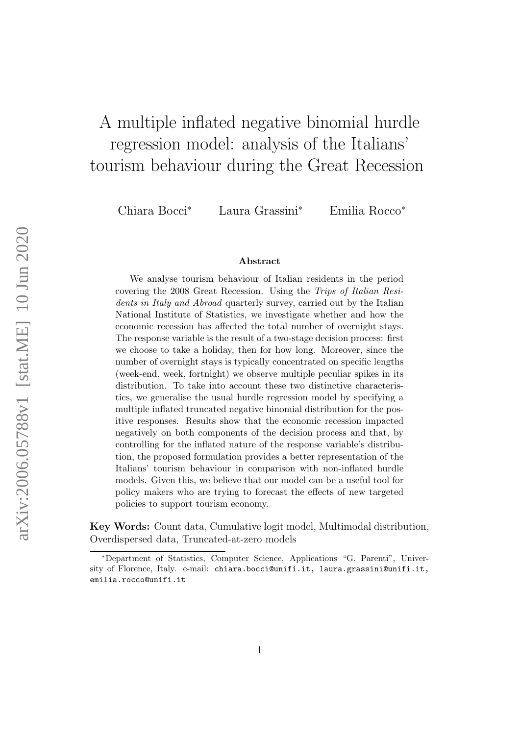# A multiple inflated negative binomial hurdle regression model: analysis of the Italians' tourism behaviour during the Great Recession

Chiara Bocci* Laura Grassini* Emilia Rocco*

### Abstract

We analyse tourism behaviour of Italian residents in the period covering the 2008 Great Recession. Using the *Trips of Italian Residents in Italy and Abroad* quarterly survey, carried out by the Italian National Institute of Statistics, we investigate whether and how the economic recession has affected the total number of overnight stays. The response variable is the result of a two-stage decision process: first we choose to take a holiday, then for how long. Moreover, since the number of overnight stays is typically concentrated on specific lengths (week-end, week, fortnight) we observe multiple peculiar spikes in its distribution. To take into account these two distinctive characteristics, we generalise the usual hurdle regression model by specifying a multiple inflated truncated negative binomial distribution for the positive responses. Results show that the economic recession impacted negatively on both components of the decision process and that, by controlling for the inflated nature of the response variable's distribution, the proposed formulation provides a better representation of the Italians' tourism behaviour in comparison with non-inflated hurdle models. Given this, we believe that our model can be a useful tool for policy makers who are trying to forecast the effects of new targeted policies to support tourism economy.

**Key Words:** Count data, Cumulative logit model, Multimodal distribution, Overdispersed data, Truncated-at-zero models

*Department of Statistics, Computer Science, Applications "G. Parenti", University of Florence, Italy. e-mail: chiara.bocci@unifi.it, laura.grassini@unifi.it, emilia.rocco@unifi.it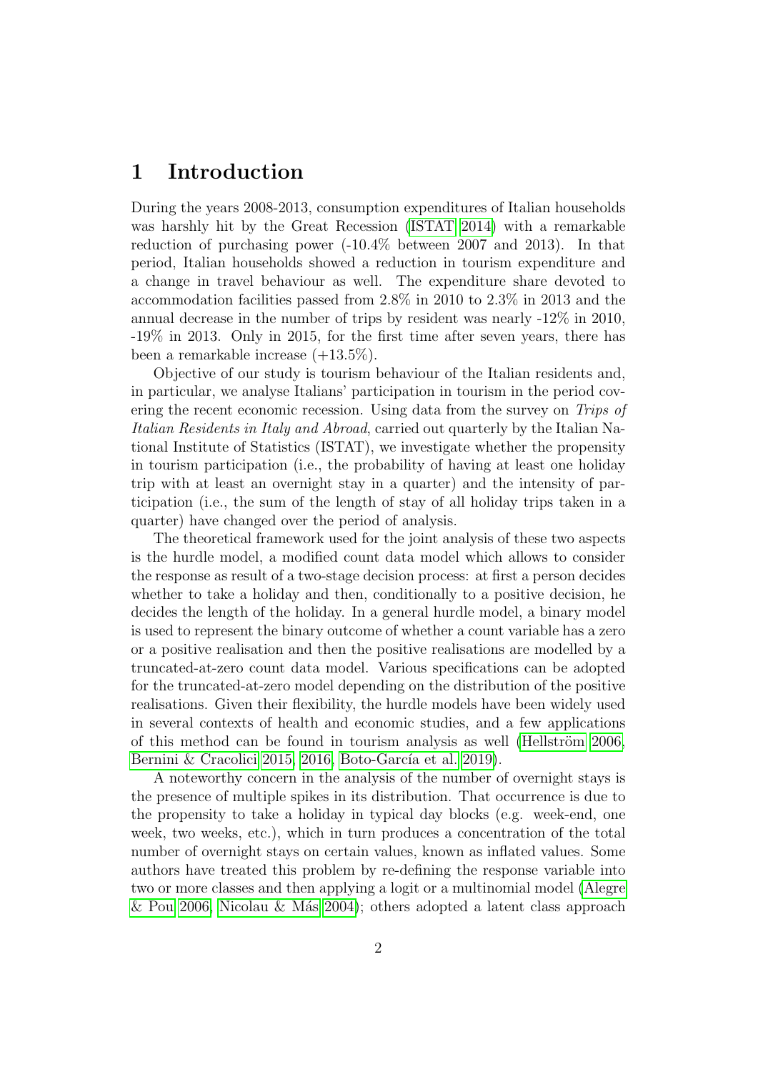# 1 Introduction

During the years 2008-2013, consumption expenditures of Italian households was harshly hit by the Great Recession (ISTAT 2014) with a remarkable reduction of purchasing power (-10.4% between 2007 and 2013). In that period, Italian households showed a reduction in tourism expenditure and a change in travel behaviour as well. The expenditure share devoted to accommodation facilities passed from 2.8% in 2010 to 2.3% in 2013 and the annual decrease in the number of trips by resident was nearly -12% in 2010, -19% in 2013. Only in 2015, for the first time after seven years, there has been a remarkable increase (+13.5%).

Objective of our study is tourism behaviour of the Italian residents and, in particular, we analyse Italians' participation in tourism in the period covering the recent economic recession. Using data from the survey on *Trips of Italian Residents in Italy and Abroad*, carried out quarterly by the Italian National Institute of Statistics (ISTAT), we investigate whether the propensity in tourism participation (i.e., the probability of having at least one holiday trip with at least an overnight stay in a quarter) and the intensity of participation (i.e., the sum of the length of stay of all holiday trips taken in a quarter) have changed over the period of analysis.

The theoretical framework used for the joint analysis of these two aspects is the hurdle model, a modified count data model which allows to consider the response as result of a two-stage decision process: at first a person decides whether to take a holiday and then, conditionally to a positive decision, he decides the length of the holiday. In a general hurdle model, a binary model is used to represent the binary outcome of whether a count variable has a zero or a positive realisation and then the positive realisations are modelled by a truncated-at-zero count data model. Various specifications can be adopted for the truncated-at-zero model depending on the distribution of the positive realisations. Given their flexibility, the hurdle models have been widely used in several contexts of health and economic studies, and a few applications of this method can be found in tourism analysis as well (Hellström 2006, Bernini & Cracolici 2015, 2016, Boto-García et al. 2019).

A noteworthy concern in the analysis of the number of overnight stays is the presence of multiple spikes in its distribution. That occurrence is due to the propensity to take a holiday in typical day blocks (e.g. week-end, one week, two weeks, etc.), which in turn produces a concentration of the total number of overnight stays on certain values, known as inflated values. Some authors have treated this problem by re-defining the response variable into two or more classes and then applying a logit or a multinomial model (Alegre & Pou 2006, Nicolau & Más 2004); others adopted a latent class approach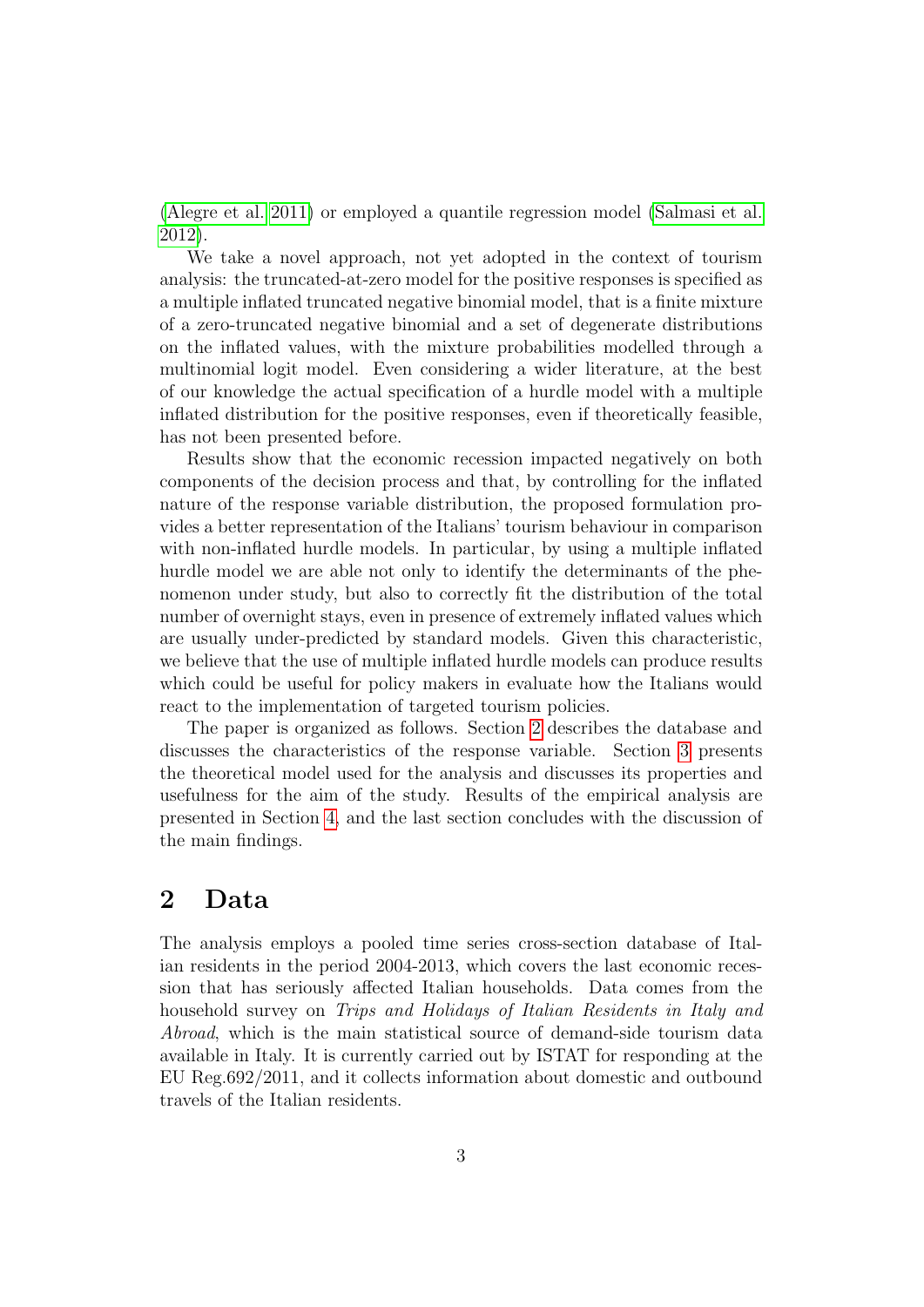(Alegre et al. 2011) or employed a quantile regression model (Salmasi et al. 2012).

We take a novel approach, not yet adopted in the context of tourism analysis: the truncated-at-zero model for the positive responses is specified as a multiple inflated truncated negative binomial model, that is a finite mixture of a zero-truncated negative binomial and a set of degenerate distributions on the inflated values, with the mixture probabilities modelled through a multinomial logit model. Even considering a wider literature, at the best of our knowledge the actual specification of a hurdle model with a multiple inflated distribution for the positive responses, even if theoretically feasible, has not been presented before.

Results show that the economic recession impacted negatively on both components of the decision process and that, by controlling for the inflated nature of the response variable distribution, the proposed formulation provides a better representation of the Italians' tourism behaviour in comparison with non-inflated hurdle models. In particular, by using a multiple inflated hurdle model we are able not only to identify the determinants of the phenomenon under study, but also to correctly fit the distribution of the total number of overnight stays, even in presence of extremely inflated values which are usually under-predicted by standard models. Given this characteristic, we believe that the use of multiple inflated hurdle models can produce results which could be useful for policy makers in evaluate how the Italians would react to the implementation of targeted tourism policies.

The paper is organized as follows. Section 2 describes the database and discusses the characteristics of the response variable. Section 3 presents the theoretical model used for the analysis and discusses its properties and usefulness for the aim of the study. Results of the empirical analysis are presented in Section 4, and the last section concludes with the discussion of the main findings.

## 2 Data

The analysis employs a pooled time series cross-section database of Italian residents in the period 2004-2013, which covers the last economic recession that has seriously affected Italian households. Data comes from the household survey on *Trips and Holidays of Italian Residents in Italy and Abroad*, which is the main statistical source of demand-side tourism data available in Italy. It is currently carried out by ISTAT for responding at the EU Reg.692/2011, and it collects information about domestic and outbound travels of the Italian residents.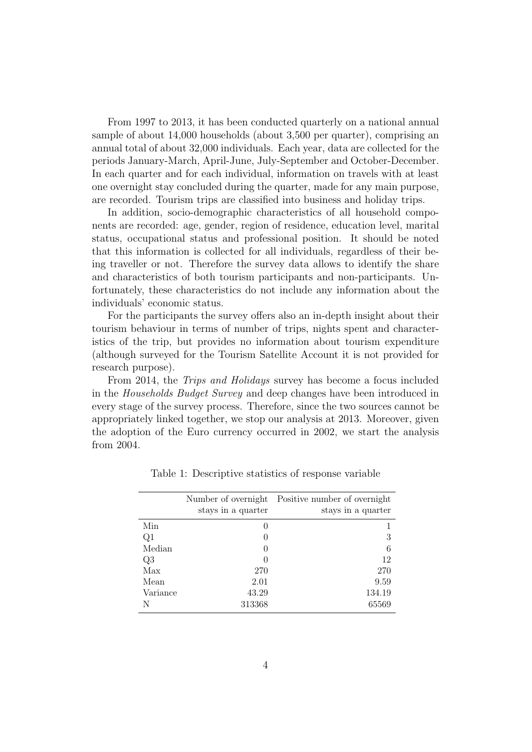From 1997 to 2013, it has been conducted quarterly on a national annual sample of about 14,000 households (about 3,500 per quarter), comprising an annual total of about 32,000 individuals. Each year, data are collected for the periods January-March, April-June, July-September and October-December. In each quarter and for each individual, information on travels with at least one overnight stay concluded during the quarter, made for any main purpose, are recorded. Tourism trips are classified into business and holiday trips.

In addition, socio-demographic characteristics of all household components are recorded: age, gender, region of residence, education level, marital status, occupational status and professional position. It should be noted that this information is collected for all individuals, regardless of their being traveller or not. Therefore the survey data allows to identify the share and characteristics of both tourism participants and non-participants. Unfortunately, these characteristics do not include any information about the individuals' economic status.

For the participants the survey offers also an in-depth insight about their tourism behaviour in terms of number of trips, nights spent and characteristics of the trip, but provides no information about tourism expenditure (although surveyed for the Tourism Satellite Account it is not provided for research purpose).

From 2014, the *Trips and Holidays* survey has become a focus included in the *Households Budget Survey* and deep changes have been introduced in every stage of the survey process. Therefore, since the two sources cannot be appropriately linked together, we stop our analysis at 2013. Moreover, given the adoption of the Euro currency occurred in 2002, we start the analysis from 2004.

Table 1: Descriptive statistics of response variable

| | Number of overnight stays in a quarter | Positive number of overnight stays in a quarter |
|---|---|---|
| Min | 0 | 1 |
| Q1 | 0 | 3 |
| Median | 0 | 6 |
| Q3 | 0 | 12 |
| Max | 270 | 270 |
| Mean | 2.01 | 9.59 |
| Variance | 43.29 | 134.19 |
| N | 313368 | 65569 |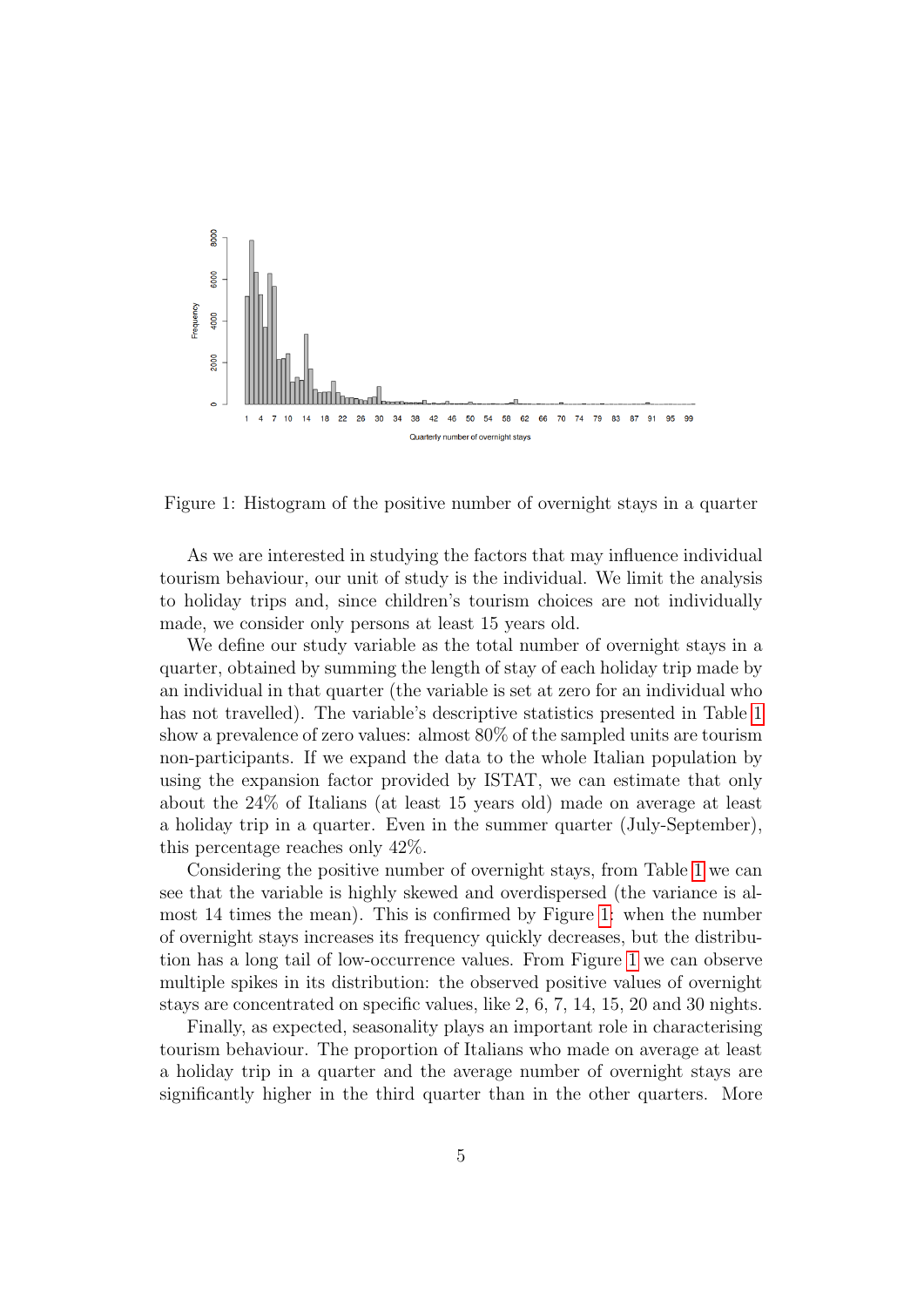Figure 1: Histogram of the positive number of overnight stays in a quarter

As we are interested in studying the factors that may influence individual tourism behaviour, our unit of study is the individual. We limit the analysis to holiday trips and, since children's tourism choices are not individually made, we consider only persons at least 15 years old.

We define our study variable as the total number of overnight stays in a quarter, obtained by summing the length of stay of each holiday trip made by an individual in that quarter (the variable is set at zero for an individual who has not travelled). The variable's descriptive statistics presented in Table 1 show a prevalence of zero values: almost 80% of the sampled units are tourism non-participants. If we expand the data to the whole Italian population by using the expansion factor provided by ISTAT, we can estimate that only about the 24% of Italians (at least 15 years old) made on average at least a holiday trip in a quarter. Even in the summer quarter (July-September), this percentage reaches only 42%.

Considering the positive number of overnight stays, from Table 1 we can see that the variable is highly skewed and overdispersed (the variance is almost 14 times the mean). This is confirmed by Figure 1: when the number of overnight stays increases its frequency quickly decreases, but the distribution has a long tail of low-occurrence values. From Figure 1 we can observe multiple spikes in its distribution: the observed positive values of overnight stays are concentrated on specific values, like 2, 6, 7, 14, 15, 20 and 30 nights.

Finally, as expected, seasonality plays an important role in characterising tourism behaviour. The proportion of Italians who made on average at least a holiday trip in a quarter and the average number of overnight stays are significantly higher in the third quarter than in the other quarters. More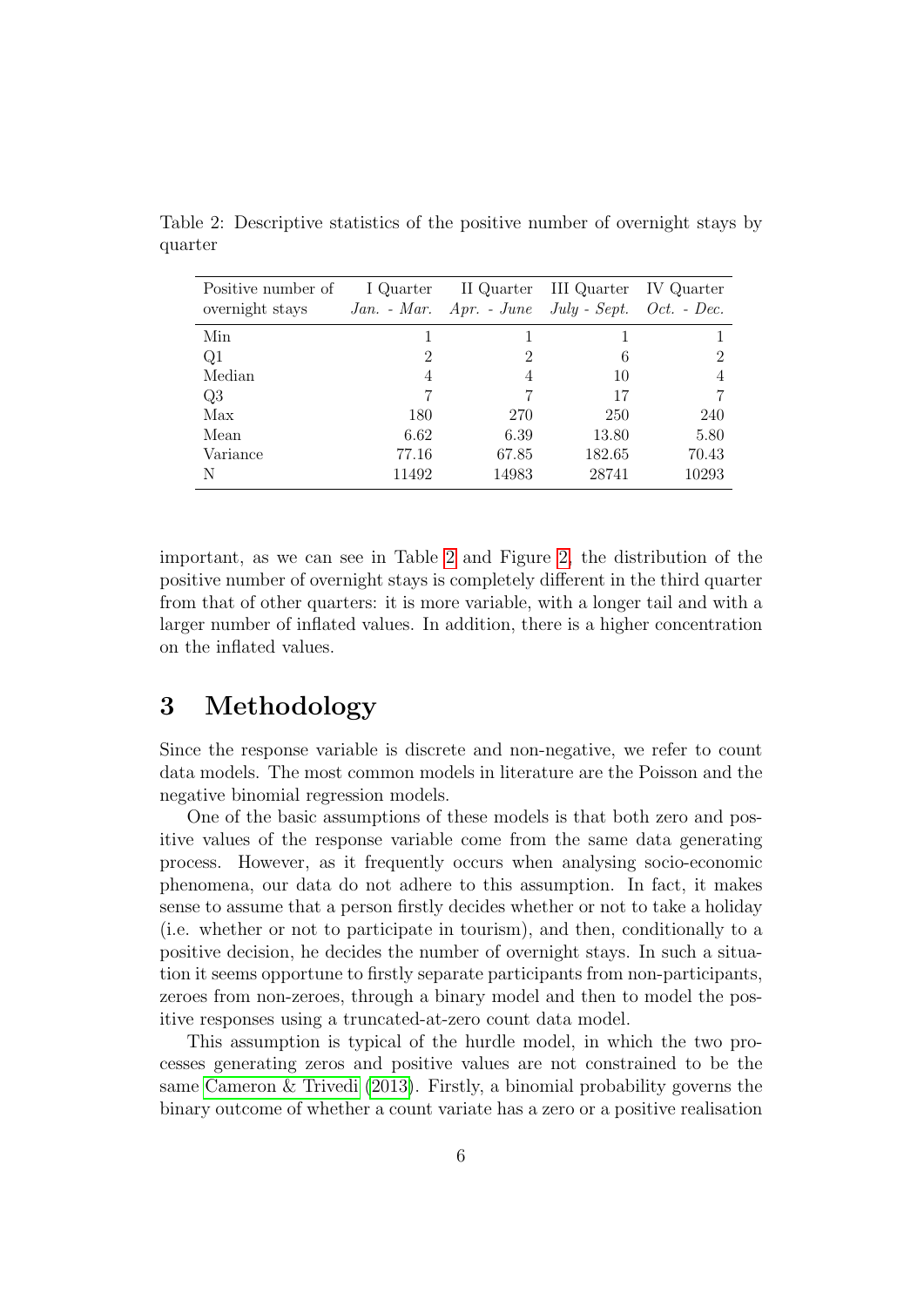Table 2: Descriptive statistics of the positive number of overnight stays by quarter

| Positive number of overnight stays | I Quarter *Jan. - Mar.* | II Quarter *Apr. - June* | III Quarter *July - Sept.* | IV Quarter *Oct. - Dec.* |
|---|---|---|---|---|
| Min | 1 | 1 | 1 | 1 |
| Q1 | 2 | 2 | 6 | 2 |
| Median | 4 | 4 | 10 | 4 |
| Q3 | 7 | 7 | 17 | 7 |
| Max | 180 | 270 | 250 | 240 |
| Mean | 6.62 | 6.39 | 13.80 | 5.80 |
| Variance | 77.16 | 67.85 | 182.65 | 70.43 |
| N | 11492 | 14983 | 28741 | 10293 |

important, as we can see in Table 2 and Figure 2, the distribution of the positive number of overnight stays is completely different in the third quarter from that of other quarters: it is more variable, with a longer tail and with a larger number of inflated values. In addition, there is a higher concentration on the inflated values.

# 3 Methodology

Since the response variable is discrete and non-negative, we refer to count data models. The most common models in literature are the Poisson and the negative binomial regression models.

One of the basic assumptions of these models is that both zero and positive values of the response variable come from the same data generating process. However, as it frequently occurs when analysing socio-economic phenomena, our data do not adhere to this assumption. In fact, it makes sense to assume that a person firstly decides whether or not to take a holiday (i.e. whether or not to participate in tourism), and then, conditionally to a positive decision, he decides the number of overnight stays. In such a situation it seems opportune to firstly separate participants from non-participants, zeroes from non-zeroes, through a binary model and then to model the positive responses using a truncated-at-zero count data model.

This assumption is typical of the hurdle model, in which the two processes generating zeros and positive values are not constrained to be the same Cameron & Trivedi (2013). Firstly, a binomial probability governs the binary outcome of whether a count variate has a zero or a positive realisation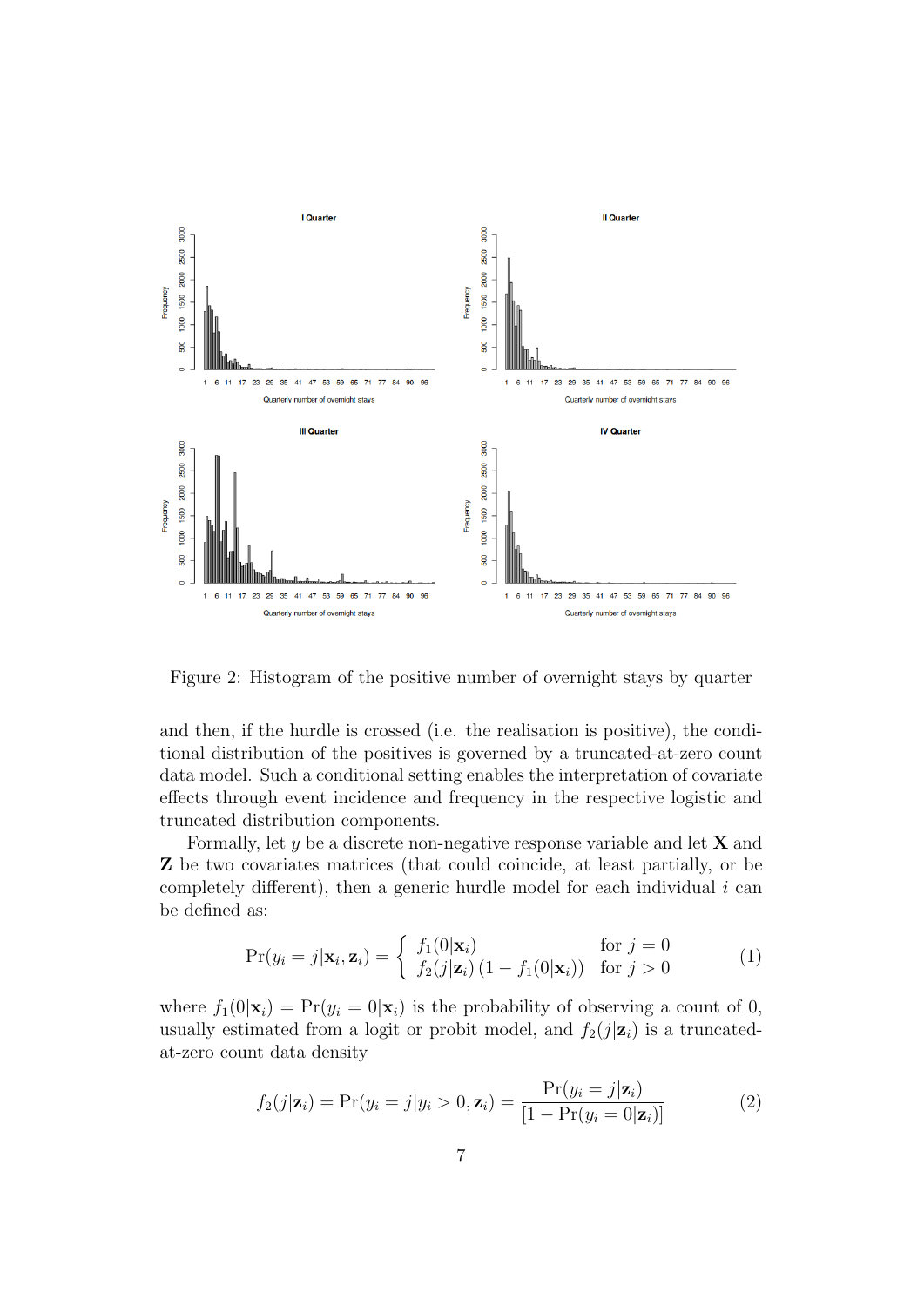Figure 2: Histogram of the positive number of overnight stays by quarter

and then, if the hurdle is crossed (i.e. the realisation is positive), the conditional distribution of the positives is governed by a truncated-at-zero count data model. Such a conditional setting enables the interpretation of covariate effects through event incidence and frequency in the respective logistic and truncated distribution components.

Formally, let $y$ be a discrete non-negative response variable and let $\mathbf{X}$ and $\mathbf{Z}$ be two covariates matrices (that could coincide, at least partially, or be completely different), then a generic hurdle model for each individual $i$ can be defined as:

$$\Pr(y_i = j|\mathbf{x}_i, \mathbf{z}_i) = \begin{cases} f_1(0|\mathbf{x}_i) & \text{for } j = 0 \\ f_2(j|\mathbf{z}_i)\,(1 - f_1(0|\mathbf{x}_i)) & \text{for } j > 0 \end{cases} \tag{1}$$

where $f_1(0|\mathbf{x}_i) = \Pr(y_i = 0|\mathbf{x}_i)$ is the probability of observing a count of 0, usually estimated from a logit or probit model, and $f_2(j|\mathbf{z}_i)$ is a truncated-at-zero count data density

$$f_2(j|\mathbf{z}_i) = \Pr(y_i = j|y_i > 0, \mathbf{z}_i) = \frac{\Pr(y_i = j|\mathbf{z}_i)}{[1 - \Pr(y_i = 0|\mathbf{z}_i)]} \tag{2}$$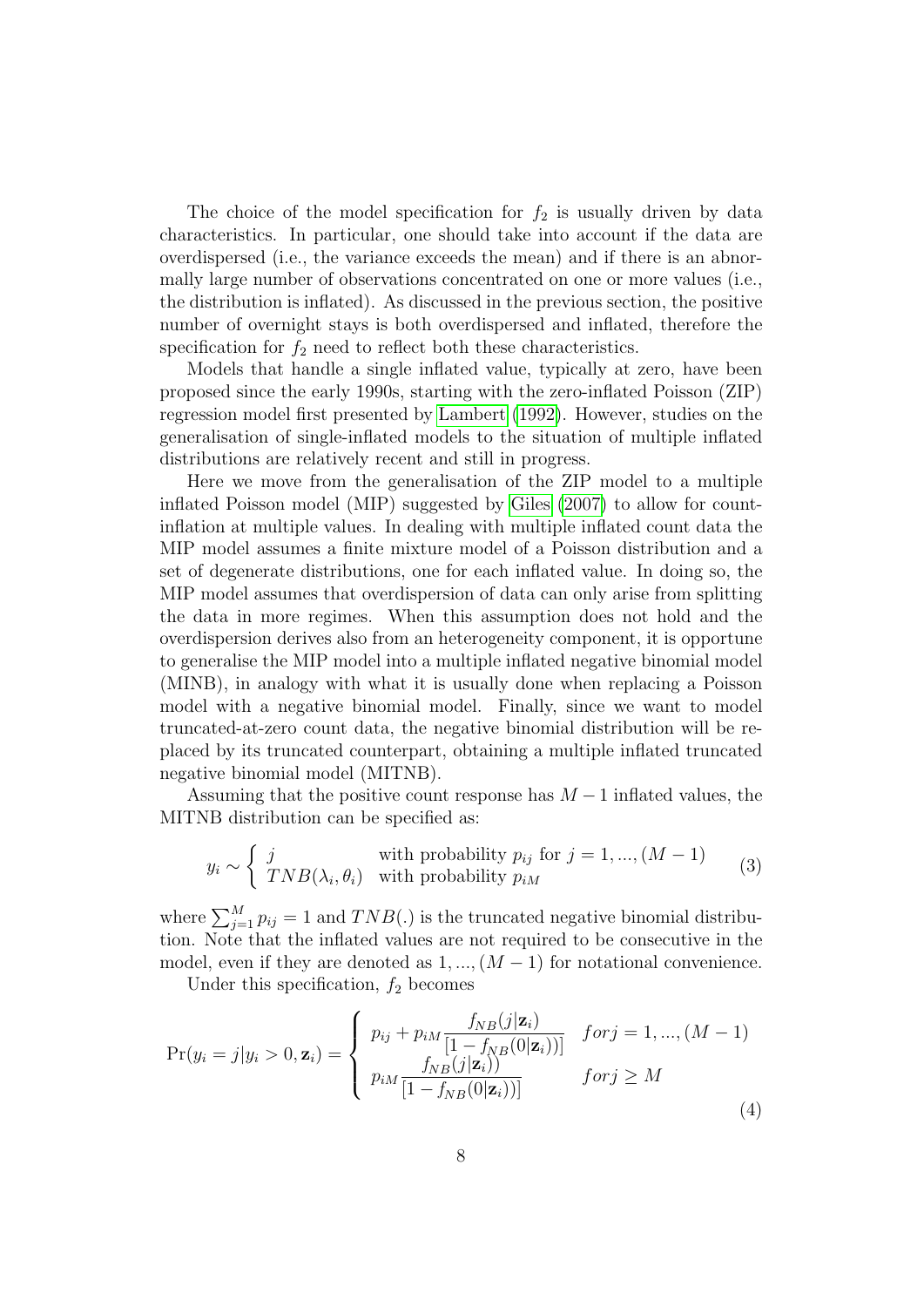The choice of the model specification for $f_2$ is usually driven by data characteristics. In particular, one should take into account if the data are overdispersed (i.e., the variance exceeds the mean) and if there is an abnormally large number of observations concentrated on one or more values (i.e., the distribution is inflated). As discussed in the previous section, the positive number of overnight stays is both overdispersed and inflated, therefore the specification for $f_2$ need to reflect both these characteristics.

Models that handle a single inflated value, typically at zero, have been proposed since the early 1990s, starting with the zero-inflated Poisson (ZIP) regression model first presented by Lambert (1992). However, studies on the generalisation of single-inflated models to the situation of multiple inflated distributions are relatively recent and still in progress.

Here we move from the generalisation of the ZIP model to a multiple inflated Poisson model (MIP) suggested by Giles (2007) to allow for count-inflation at multiple values. In dealing with multiple inflated count data the MIP model assumes a finite mixture model of a Poisson distribution and a set of degenerate distributions, one for each inflated value. In doing so, the MIP model assumes that overdispersion of data can only arise from splitting the data in more regimes. When this assumption does not hold and the overdispersion derives also from an heterogeneity component, it is opportune to generalise the MIP model into a multiple inflated negative binomial model (MINB), in analogy with what it is usually done when replacing a Poisson model with a negative binomial model. Finally, since we want to model truncated-at-zero count data, the negative binomial distribution will be replaced by its truncated counterpart, obtaining a multiple inflated truncated negative binomial model (MITNB).

Assuming that the positive count response has $M-1$ inflated values, the MITNB distribution can be specified as:

$$y_i \sim \begin{cases} j & \text{with probability } p_{ij} \text{ for } j = 1, ..., (M-1) \\ TNB(\lambda_i, \theta_i) & \text{with probability } p_{iM} \end{cases} \tag{3}$$

where $\sum_{j=1}^{M} p_{ij} = 1$ and $TNB(.)$ is the truncated negative binomial distribution. Note that the inflated values are not required to be consecutive in the model, even if they are denoted as $1, ..., (M-1)$ for notational convenience.

Under this specification, $f_2$ becomes

$$\Pr(y_i = j | y_i > 0, \mathbf{z}_i) = \begin{cases} p_{ij} + p_{iM} \dfrac{f_{NB}(j|\mathbf{z}_i)}{[1 - f_{NB}(0|\mathbf{z}_i))]} & for j = 1, ..., (M-1) \\ p_{iM} \dfrac{f_{NB}(j|\mathbf{z}_i))}{[1 - f_{NB}(0|\mathbf{z}_i))]} & for j \geq M \end{cases} \tag{4}$$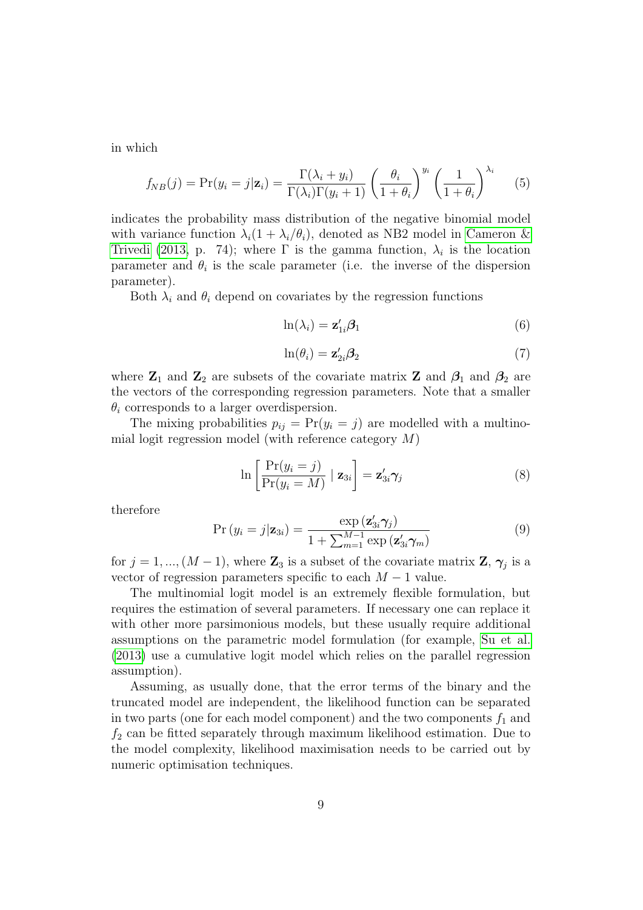in which

$$f_{NB}(j) = \Pr(y_i = j|\mathbf{z}_i) = \frac{\Gamma(\lambda_i + y_i)}{\Gamma(\lambda_i)\Gamma(y_i + 1)} \left(\frac{\theta_i}{1 + \theta_i}\right)^{y_i} \left(\frac{1}{1 + \theta_i}\right)^{\lambda_i} \tag{5}$$

indicates the probability mass distribution of the negative binomial model with variance function $\lambda_i(1 + \lambda_i/\theta_i)$, denoted as NB2 model in Cameron & Trivedi (2013, p. 74); where $\Gamma$ is the gamma function, $\lambda_i$ is the location parameter and $\theta_i$ is the scale parameter (i.e. the inverse of the dispersion parameter).

Both $\lambda_i$ and $\theta_i$ depend on covariates by the regression functions

$$\ln(\lambda_i) = \mathbf{z}'_{1i}\boldsymbol{\beta}_1 \tag{6}$$

$$\ln(\theta_i) = \mathbf{z}'_{2i}\boldsymbol{\beta}_2 \tag{7}$$

where $\mathbf{Z}_1$ and $\mathbf{Z}_2$ are subsets of the covariate matrix $\mathbf{Z}$ and $\boldsymbol{\beta}_1$ and $\boldsymbol{\beta}_2$ are the vectors of the corresponding regression parameters. Note that a smaller $\theta_i$ corresponds to a larger overdispersion.

The mixing probabilities $p_{ij} = \Pr(y_i = j)$ are modelled with a multinomial logit regression model (with reference category $M$)

$$\ln\left[\frac{\Pr(y_i = j)}{\Pr(y_i = M)} \mid \mathbf{z}_{3i}\right] = \mathbf{z}'_{3i}\boldsymbol{\gamma}_j \tag{8}$$

therefore

$$\Pr\left(y_i = j|\mathbf{z}_{3i}\right) = \frac{\exp\left(\mathbf{z}'_{3i}\boldsymbol{\gamma}_j\right)}{1 + \sum_{m=1}^{M-1}\exp\left(\mathbf{z}'_{3i}\boldsymbol{\gamma}_m\right)} \tag{9}$$

for $j = 1, ..., (M - 1)$, where $\mathbf{Z}_3$ is a subset of the covariate matrix $\mathbf{Z}$, $\boldsymbol{\gamma}_j$ is a vector of regression parameters specific to each $M - 1$ value.

The multinomial logit model is an extremely flexible formulation, but requires the estimation of several parameters. If necessary one can replace it with other more parsimonious models, but these usually require additional assumptions on the parametric model formulation (for example, Su et al. (2013) use a cumulative logit model which relies on the parallel regression assumption).

Assuming, as usually done, that the error terms of the binary and the truncated model are independent, the likelihood function can be separated in two parts (one for each model component) and the two components $f_1$ and $f_2$ can be fitted separately through maximum likelihood estimation. Due to the model complexity, likelihood maximisation needs to be carried out by numeric optimisation techniques.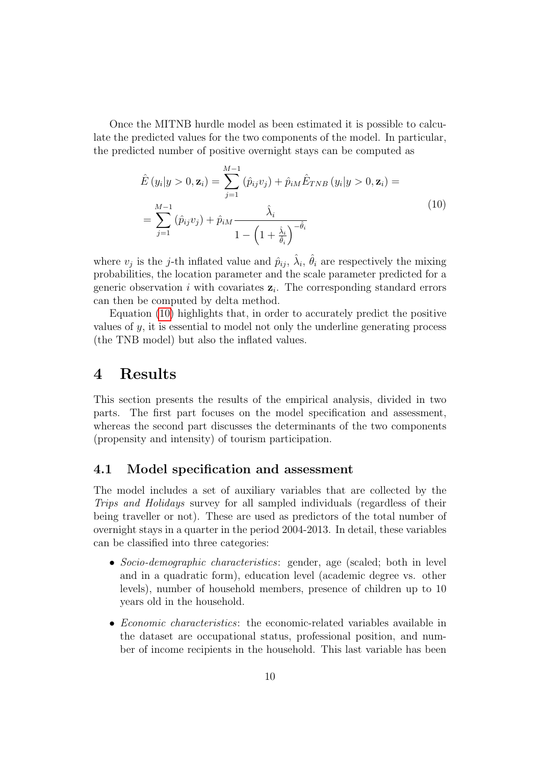Once the MITNB hurdle model as been estimated it is possible to calculate the predicted values for the two components of the model. In particular, the predicted number of positive overnight stays can be computed as

$$
\begin{aligned}
\hat{E}\left(y_i|y>0,\mathbf{z}_i\right) &= \sum_{j=1}^{M-1}\left(\hat{p}_{ij}v_j\right)+\hat{p}_{iM}\hat{E}_{TNB}\left(y_i|y>0,\mathbf{z}_i\right) = \\
&= \sum_{j=1}^{M-1}\left(\hat{p}_{ij}v_j\right)+\hat{p}_{iM}\frac{\hat{\lambda}_i}{1-\left(1+\frac{\hat{\lambda}_i}{\hat{\theta}_i}\right)^{-\hat{\theta}_i}}
\end{aligned}
\tag{10}
$$

where $v_j$ is the $j$-th inflated value and $\hat{p}_{ij}$, $\hat{\lambda}_i$, $\hat{\theta}_i$ are respectively the mixing probabilities, the location parameter and the scale parameter predicted for a generic observation $i$ with covariates $\mathbf{z}_i$. The corresponding standard errors can then be computed by delta method.

Equation (10) highlights that, in order to accurately predict the positive values of $y$, it is essential to model not only the underline generating process (the TNB model) but also the inflated values.

# 4 Results

This section presents the results of the empirical analysis, divided in two parts. The first part focuses on the model specification and assessment, whereas the second part discusses the determinants of the two components (propensity and intensity) of tourism participation.

## 4.1 Model specification and assessment

The model includes a set of auxiliary variables that are collected by the *Trips and Holidays* survey for all sampled individuals (regardless of their being traveller or not). These are used as predictors of the total number of overnight stays in a quarter in the period 2004-2013. In detail, these variables can be classified into three categories:

- *Socio-demographic characteristics*: gender, age (scaled; both in level and in a quadratic form), education level (academic degree vs. other levels), number of household members, presence of children up to 10 years old in the household.
- *Economic characteristics*: the economic-related variables available in the dataset are occupational status, professional position, and number of income recipients in the household. This last variable has been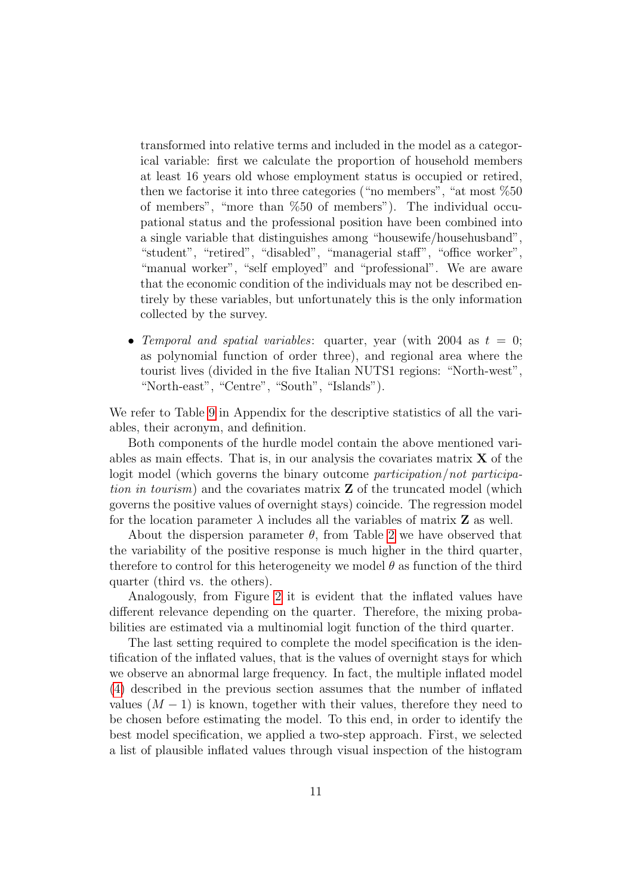transformed into relative terms and included in the model as a categorical variable: first we calculate the proportion of household members at least 16 years old whose employment status is occupied or retired, then we factorise it into three categories ("no members", "at most %50 of members", "more than %50 of members"). The individual occupational status and the professional position have been combined into a single variable that distinguishes among "housewife/househusband", "student", "retired", "disabled", "managerial staff", "office worker", "manual worker", "self employed" and "professional". We are aware that the economic condition of the individuals may not be described entirely by these variables, but unfortunately this is the only information collected by the survey.

- *Temporal and spatial variables*: quarter, year (with 2004 as $t = 0$; as polynomial function of order three), and regional area where the tourist lives (divided in the five Italian NUTS1 regions: "North-west", "North-east", "Centre", "South", "Islands").

We refer to Table 9 in Appendix for the descriptive statistics of all the variables, their acronym, and definition.

Both components of the hurdle model contain the above mentioned variables as main effects. That is, in our analysis the covariates matrix $\mathbf{X}$ of the logit model (which governs the binary outcome *participation/not participation in tourism*) and the covariates matrix $\mathbf{Z}$ of the truncated model (which governs the positive values of overnight stays) coincide. The regression model for the location parameter $\lambda$ includes all the variables of matrix $\mathbf{Z}$ as well.

About the dispersion parameter $\theta$, from Table 2 we have observed that the variability of the positive response is much higher in the third quarter, therefore to control for this heterogeneity we model $\theta$ as function of the third quarter (third vs. the others).

Analogously, from Figure 2 it is evident that the inflated values have different relevance depending on the quarter. Therefore, the mixing probabilities are estimated via a multinomial logit function of the third quarter.

The last setting required to complete the model specification is the identification of the inflated values, that is the values of overnight stays for which we observe an abnormal large frequency. In fact, the multiple inflated model (4) described in the previous section assumes that the number of inflated values $(M - 1)$ is known, together with their values, therefore they need to be chosen before estimating the model. To this end, in order to identify the best model specification, we applied a two-step approach. First, we selected a list of plausible inflated values through visual inspection of the histogram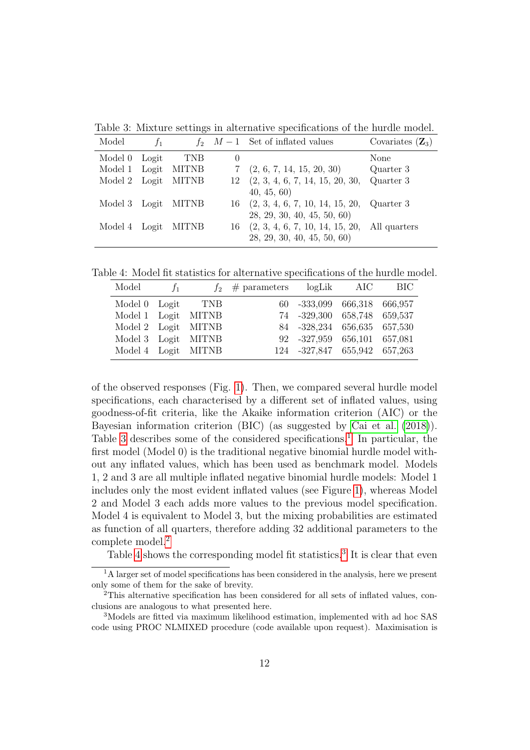Table 3: Mixture settings in alternative specifications of the hurdle model.

| Model | $f_1$ | $f_2$ | $M-1$ | Set of inflated values | Covariates ($\mathbf{Z}_3$) |
|---|---|---|---|---|---|
| Model 0 | Logit | TNB | 0 | | None |
| Model 1 | Logit | MITNB | 7 | (2, 6, 7, 14, 15, 20, 30) | Quarter 3 |
| Model 2 | Logit | MITNB | 12 | (2, 3, 4, 6, 7, 14, 15, 20, 30, 40, 45, 60) | Quarter 3 |
| Model 3 | Logit | MITNB | 16 | (2, 3, 4, 6, 7, 10, 14, 15, 20, 28, 29, 30, 40, 45, 50, 60) | Quarter 3 |
| Model 4 | Logit | MITNB | 16 | (2, 3, 4, 6, 7, 10, 14, 15, 20, 28, 29, 30, 40, 45, 50, 60) | All quarters |

Table 4: Model fit statistics for alternative specifications of the hurdle model.

| Model | $f_1$ | $f_2$ | # parameters | logLik | AIC | BIC |
|---|---|---|---|---|---|---|
| Model 0 | Logit | TNB | 60 | -333,099 | 666,318 | 666,957 |
| Model 1 | Logit | MITNB | 74 | -329,300 | 658,748 | 659,537 |
| Model 2 | Logit | MITNB | 84 | -328,234 | 656,635 | 657,530 |
| Model 3 | Logit | MITNB | 92 | -327,959 | 656,101 | 657,081 |
| Model 4 | Logit | MITNB | 124 | -327,847 | 655,942 | 657,263 |

of the observed responses (Fig. 1). Then, we compared several hurdle model specifications, each characterised by a different set of inflated values, using goodness-of-fit criteria, like the Akaike information criterion (AIC) or the Bayesian information criterion (BIC) (as suggested by Cai et al. (2018)). Table 3 describes some of the considered specifications.[1] In particular, the first model (Model 0) is the traditional negative binomial hurdle model without any inflated values, which has been used as benchmark model. Models 1, 2 and 3 are all multiple inflated negative binomial hurdle models: Model 1 includes only the most evident inflated values (see Figure 1), whereas Model 2 and Model 3 each adds more values to the previous model specification. Model 4 is equivalent to Model 3, but the mixing probabilities are estimated as function of all quarters, therefore adding 32 additional parameters to the complete model.[2]

Table 4 shows the corresponding model fit statistics.[3] It is clear that even

[1] A larger set of model specifications has been considered in the analysis, here we present only some of them for the sake of brevity.

[2] This alternative specification has been considered for all sets of inflated values, conclusions are analogous to what presented here.

[3] Models are fitted via maximum likelihood estimation, implemented with ad hoc SAS code using PROC NLMIXED procedure (code available upon request). Maximisation is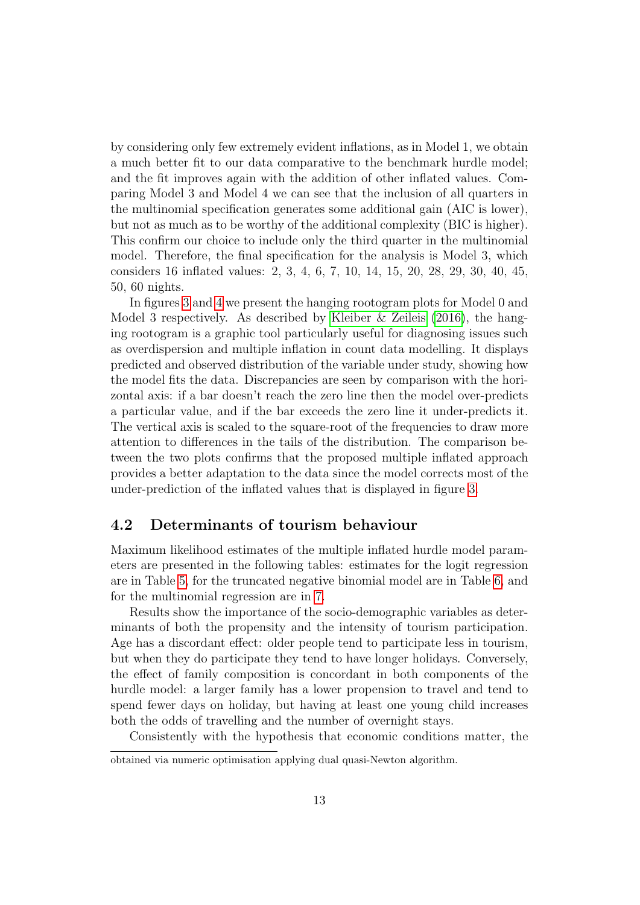by considering only few extremely evident inflations, as in Model 1, we obtain a much better fit to our data comparative to the benchmark hurdle model; and the fit improves again with the addition of other inflated values. Comparing Model 3 and Model 4 we can see that the inclusion of all quarters in the multinomial specification generates some additional gain (AIC is lower), but not as much as to be worthy of the additional complexity (BIC is higher). This confirm our choice to include only the third quarter in the multinomial model. Therefore, the final specification for the analysis is Model 3, which considers 16 inflated values: 2, 3, 4, 6, 7, 10, 14, 15, 20, 28, 29, 30, 40, 45, 50, 60 nights.

In figures 3 and 4 we present the hanging rootogram plots for Model 0 and Model 3 respectively. As described by Kleiber & Zeileis (2016), the hanging rootogram is a graphic tool particularly useful for diagnosing issues such as overdispersion and multiple inflation in count data modelling. It displays predicted and observed distribution of the variable under study, showing how the model fits the data. Discrepancies are seen by comparison with the horizontal axis: if a bar doesn't reach the zero line then the model over-predicts a particular value, and if the bar exceeds the zero line it under-predicts it. The vertical axis is scaled to the square-root of the frequencies to draw more attention to differences in the tails of the distribution. The comparison between the two plots confirms that the proposed multiple inflated approach provides a better adaptation to the data since the model corrects most of the under-prediction of the inflated values that is displayed in figure 3.

## 4.2 Determinants of tourism behaviour

Maximum likelihood estimates of the multiple inflated hurdle model parameters are presented in the following tables: estimates for the logit regression are in Table 5, for the truncated negative binomial model are in Table 6, and for the multinomial regression are in 7.

Results show the importance of the socio-demographic variables as determinants of both the propensity and the intensity of tourism participation. Age has a discordant effect: older people tend to participate less in tourism, but when they do participate they tend to have longer holidays. Conversely, the effect of family composition is concordant in both components of the hurdle model: a larger family has a lower propension to travel and tend to spend fewer days on holiday, but having at least one young child increases both the odds of travelling and the number of overnight stays.

Consistently with the hypothesis that economic conditions matter, the

obtained via numeric optimisation applying dual quasi-Newton algorithm.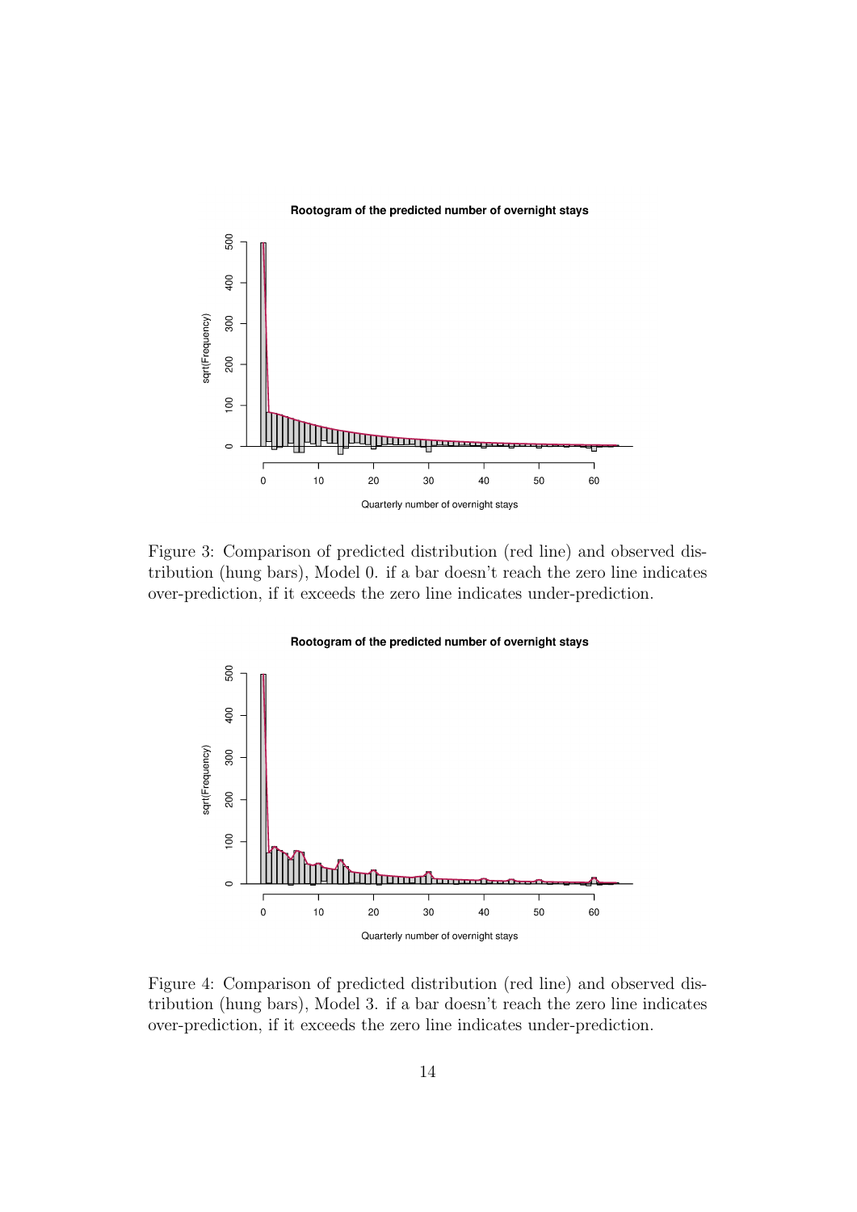Figure 3: Comparison of predicted distribution (red line) and observed distribution (hung bars), Model 0. if a bar doesn't reach the zero line indicates over-prediction, if it exceeds the zero line indicates under-prediction.

Figure 4: Comparison of predicted distribution (red line) and observed distribution (hung bars), Model 3. if a bar doesn't reach the zero line indicates over-prediction, if it exceeds the zero line indicates under-prediction.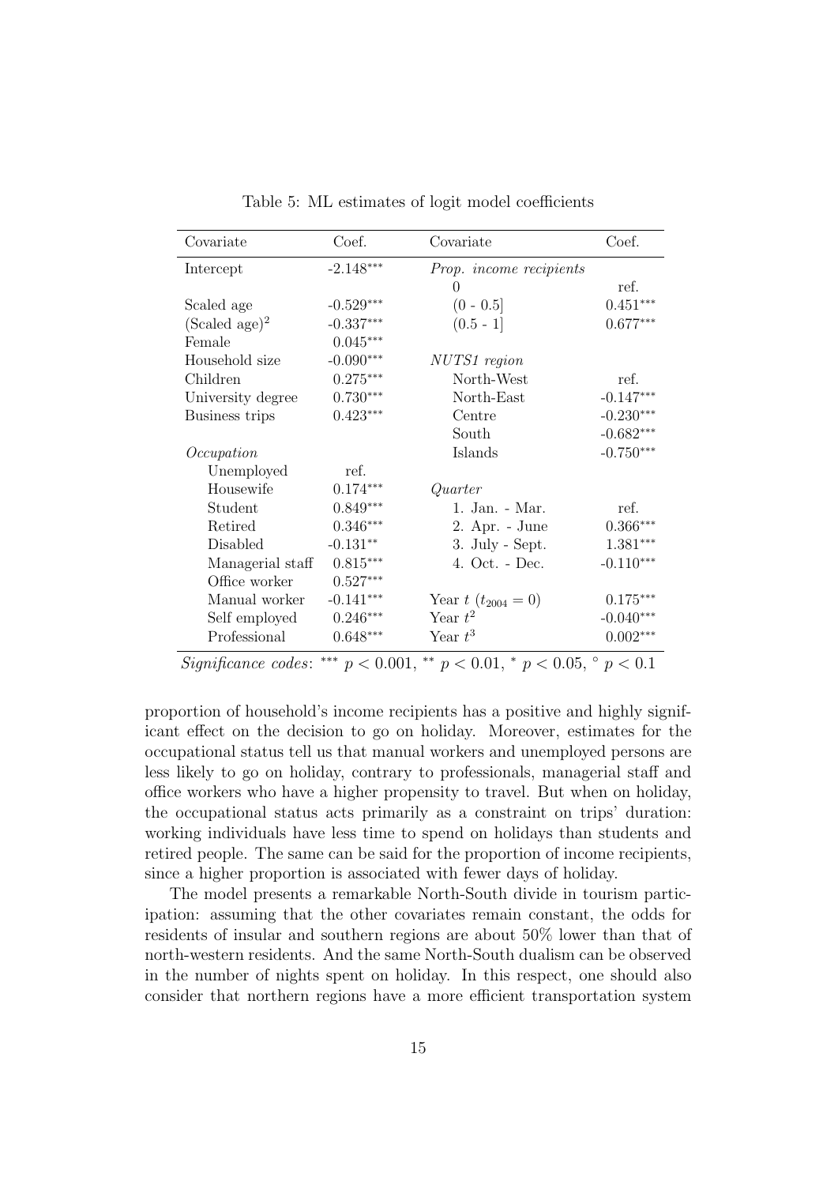Table 5: ML estimates of logit model coefficients

| Covariate | Coef. | Covariate | Coef. |
|---|---|---|---|
| Intercept | -2.148*** | *Prop. income recipients* | |
| | | 0 | ref. |
| Scaled age | -0.529*** | (0 - 0.5] | 0.451*** |
| (Scaled age)$^2$ | -0.337*** | (0.5 - 1] | 0.677*** |
| Female | 0.045*** | | |
| Household size | -0.090*** | *NUTS1 region* | |
| Children | 0.275*** | North-West | ref. |
| University degree | 0.730*** | North-East | -0.147*** |
| Business trips | 0.423*** | Centre | -0.230*** |
| | | South | -0.682*** |
| *Occupation* | | Islands | -0.750*** |
| Unemployed | ref. | | |
| Housewife | 0.174*** | *Quarter* | |
| Student | 0.849*** | 1. Jan. - Mar. | ref. |
| Retired | 0.346*** | 2. Apr. - June | 0.366*** |
| Disabled | -0.131** | 3. July - Sept. | 1.381*** |
| Managerial staff | 0.815*** | 4. Oct. - Dec. | -0.110*** |
| Office worker | 0.527*** | | |
| Manual worker | -0.141*** | Year $t$ ($t_{2004} = 0$) | 0.175*** |
| Self employed | 0.246*** | Year $t^2$ | -0.040*** |
| Professional | 0.648*** | Year $t^3$ | 0.002*** |

*Significance codes*: *** $p < 0.001$, ** $p < 0.01$, * $p < 0.05$, ° $p < 0.1$

proportion of household's income recipients has a positive and highly significant effect on the decision to go on holiday. Moreover, estimates for the occupational status tell us that manual workers and unemployed persons are less likely to go on holiday, contrary to professionals, managerial staff and office workers who have a higher propensity to travel. But when on holiday, the occupational status acts primarily as a constraint on trips' duration: working individuals have less time to spend on holidays than students and retired people. The same can be said for the proportion of income recipients, since a higher proportion is associated with fewer days of holiday.

The model presents a remarkable North-South divide in tourism participation: assuming that the other covariates remain constant, the odds for residents of insular and southern regions are about 50% lower than that of north-western residents. And the same North-South dualism can be observed in the number of nights spent on holiday. In this respect, one should also consider that northern regions have a more efficient transportation system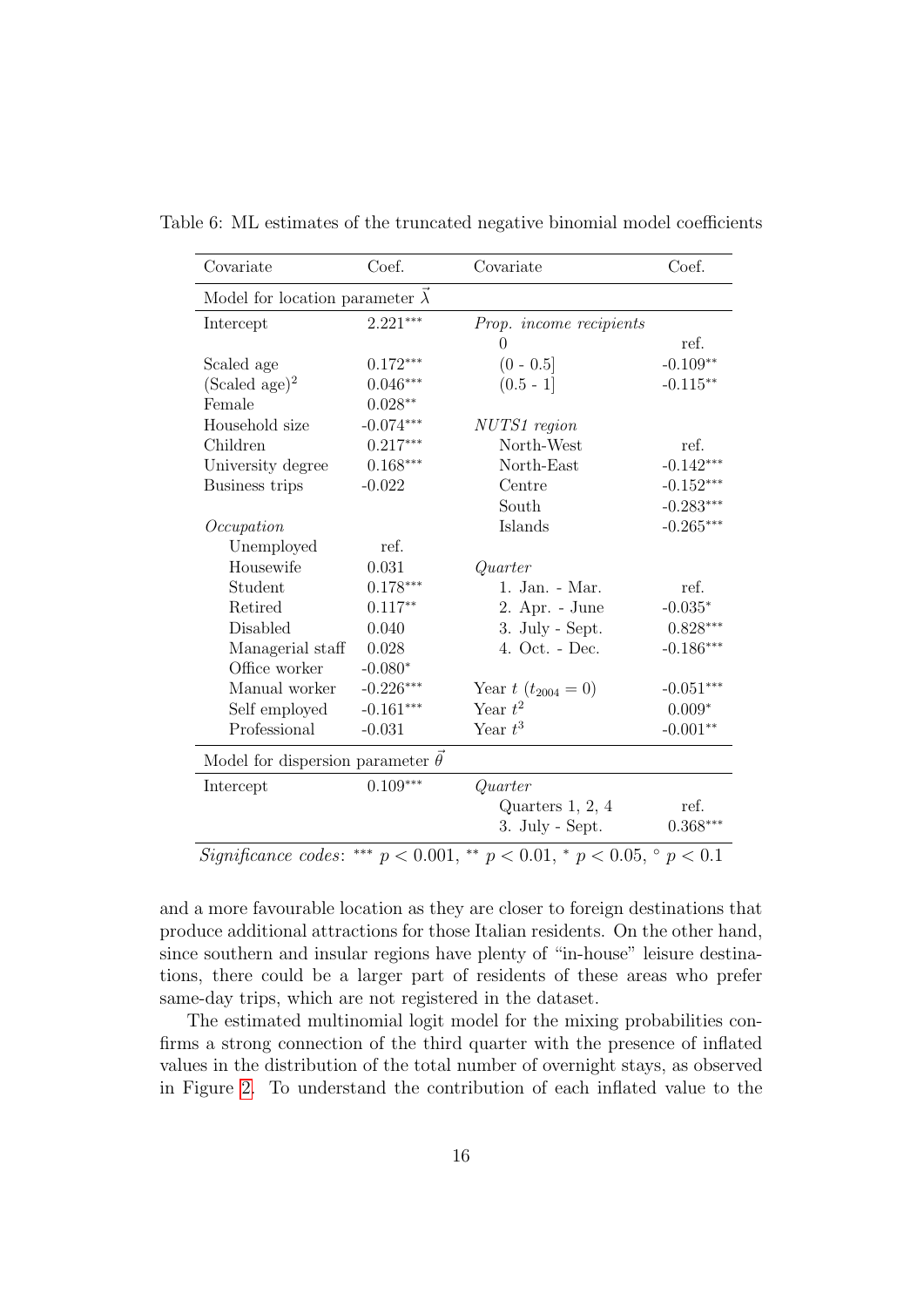Table 6: ML estimates of the truncated negative binomial model coefficients

| Covariate | Coef. | Covariate | Coef. |
|---|---|---|---|
| Model for location parameter $\vec{\lambda}$ | | | |
| Intercept | 2.221*** | *Prop. income recipients* | |
| | | 0 | ref. |
| Scaled age | 0.172*** | (0 - 0.5] | -0.109** |
| (Scaled age)$^2$ | 0.046*** | (0.5 - 1] | -0.115** |
| Female | 0.028** | | |
| Household size | -0.074*** | *NUTS1 region* | |
| Children | 0.217*** | North-West | ref. |
| University degree | 0.168*** | North-East | -0.142*** |
| Business trips | -0.022 | Centre | -0.152*** |
| | | South | -0.283*** |
| *Occupation* | | Islands | -0.265*** |
| Unemployed | ref. | | |
| Housewife | 0.031 | *Quarter* | |
| Student | 0.178*** | 1. Jan. - Mar. | ref. |
| Retired | 0.117** | 2. Apr. - June | -0.035* |
| Disabled | 0.040 | 3. July - Sept. | 0.828*** |
| Managerial staff | 0.028 | 4. Oct. - Dec. | -0.186*** |
| Office worker | -0.080* | | |
| Manual worker | -0.226*** | Year $t$ ($t_{2004} = 0$) | -0.051*** |
| Self employed | -0.161*** | Year $t^2$ | 0.009* |
| Professional | -0.031 | Year $t^3$ | -0.001** |
| Model for dispersion parameter $\vec{\theta}$ | | | |
| Intercept | 0.109*** | *Quarter* | |
| | | Quarters 1, 2, 4 | ref. |
| | | 3. July - Sept. | 0.368*** |

*Significance codes*: *** $p < 0.001$, ** $p < 0.01$, * $p < 0.05$, ° $p < 0.1$

and a more favourable location as they are closer to foreign destinations that produce additional attractions for those Italian residents. On the other hand, since southern and insular regions have plenty of "in-house" leisure destinations, there could be a larger part of residents of these areas who prefer same-day trips, which are not registered in the dataset.

The estimated multinomial logit model for the mixing probabilities confirms a strong connection of the third quarter with the presence of inflated values in the distribution of the total number of overnight stays, as observed in Figure 2. To understand the contribution of each inflated value to the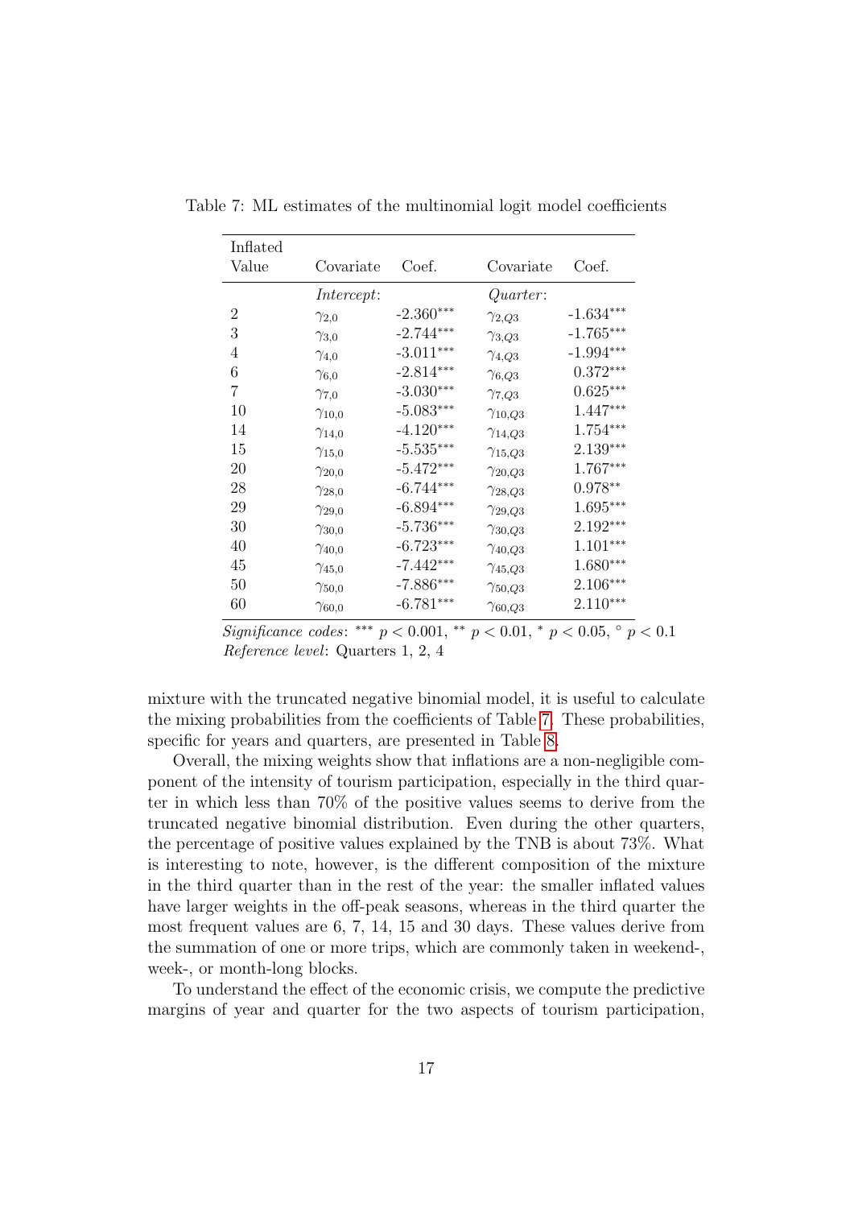Table 7: ML estimates of the multinomial logit model coefficients

| Inflated Value | Covariate | Coef. | Covariate | Coef. |
|---|---|---|---|---|
| | *Intercept*: | | *Quarter*: | |
| 2 | $\gamma_{2,0}$ | -2.360*** | $\gamma_{2,Q3}$ | -1.634*** |
| 3 | $\gamma_{3,0}$ | -2.744*** | $\gamma_{3,Q3}$ | -1.765*** |
| 4 | $\gamma_{4,0}$ | -3.011*** | $\gamma_{4,Q3}$ | -1.994*** |
| 6 | $\gamma_{6,0}$ | -2.814*** | $\gamma_{6,Q3}$ | 0.372*** |
| 7 | $\gamma_{7,0}$ | -3.030*** | $\gamma_{7,Q3}$ | 0.625*** |
| 10 | $\gamma_{10,0}$ | -5.083*** | $\gamma_{10,Q3}$ | 1.447*** |
| 14 | $\gamma_{14,0}$ | -4.120*** | $\gamma_{14,Q3}$ | 1.754*** |
| 15 | $\gamma_{15,0}$ | -5.535*** | $\gamma_{15,Q3}$ | 2.139*** |
| 20 | $\gamma_{20,0}$ | -5.472*** | $\gamma_{20,Q3}$ | 1.767*** |
| 28 | $\gamma_{28,0}$ | -6.744*** | $\gamma_{28,Q3}$ | 0.978** |
| 29 | $\gamma_{29,0}$ | -6.894*** | $\gamma_{29,Q3}$ | 1.695*** |
| 30 | $\gamma_{30,0}$ | -5.736*** | $\gamma_{30,Q3}$ | 2.192*** |
| 40 | $\gamma_{40,0}$ | -6.723*** | $\gamma_{40,Q3}$ | 1.101*** |
| 45 | $\gamma_{45,0}$ | -7.442*** | $\gamma_{45,Q3}$ | 1.680*** |
| 50 | $\gamma_{50,0}$ | -7.886*** | $\gamma_{50,Q3}$ | 2.106*** |
| 60 | $\gamma_{60,0}$ | -6.781*** | $\gamma_{60,Q3}$ | 2.110*** |

*Significance codes*: *** $p < 0.001$, ** $p < 0.01$, * $p < 0.05$, ° $p < 0.1$
*Reference level*: Quarters 1, 2, 4

mixture with the truncated negative binomial model, it is useful to calculate the mixing probabilities from the coefficients of Table 7. These probabilities, specific for years and quarters, are presented in Table 8.

Overall, the mixing weights show that inflations are a non-negligible component of the intensity of tourism participation, especially in the third quarter in which less than 70% of the positive values seems to derive from the truncated negative binomial distribution. Even during the other quarters, the percentage of positive values explained by the TNB is about 73%. What is interesting to note, however, is the different composition of the mixture in the third quarter than in the rest of the year: the smaller inflated values have larger weights in the off-peak seasons, whereas in the third quarter the most frequent values are 6, 7, 14, 15 and 30 days. These values derive from the summation of one or more trips, which are commonly taken in weekend-, week-, or month-long blocks.

To understand the effect of the economic crisis, we compute the predictive margins of year and quarter for the two aspects of tourism participation,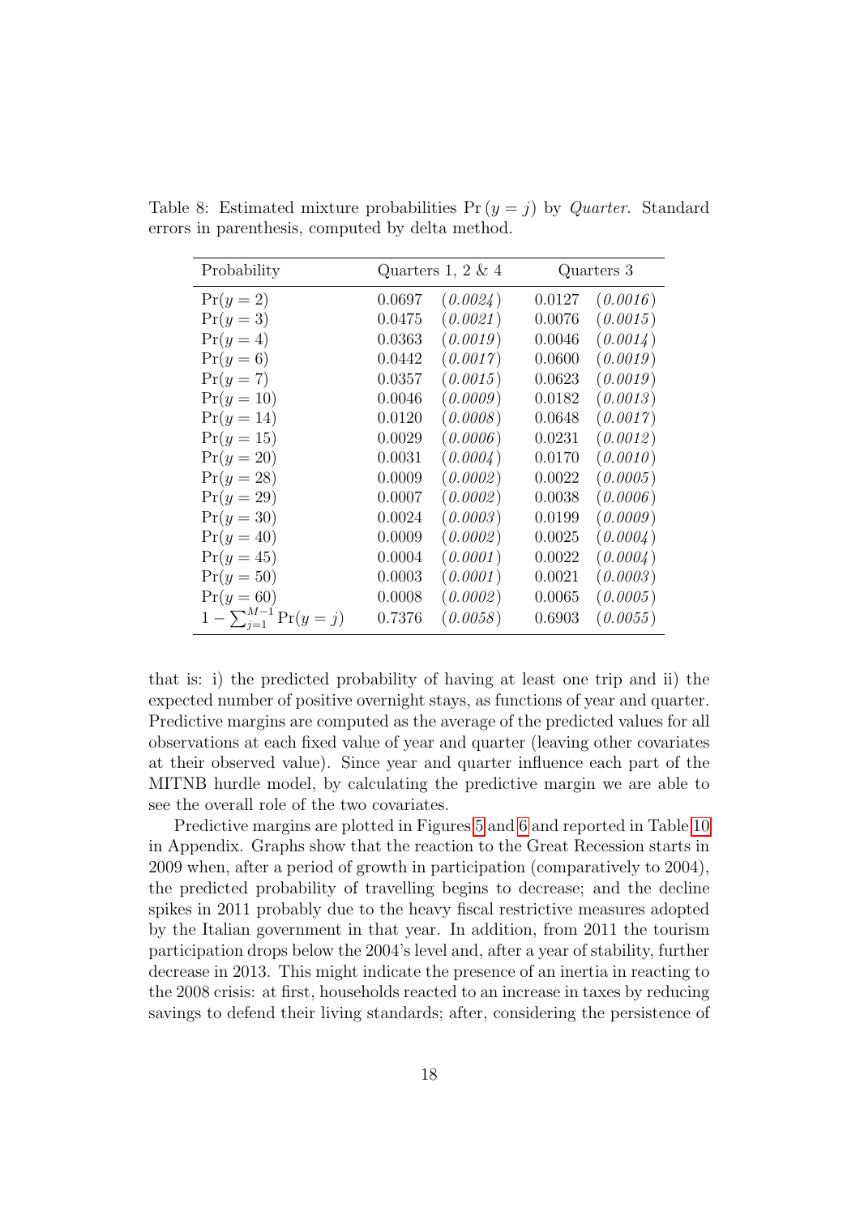Table 8: Estimated mixture probabilities $\Pr(y = j)$ by *Quarter*. Standard errors in parenthesis, computed by delta method.

| Probability | Quarters 1, 2 & 4 | | Quarters 3 | |
|---|---|---|---|---|
| $\Pr(y = 2)$ | 0.0697 | *(0.0024)* | 0.0127 | *(0.0016)* |
| $\Pr(y = 3)$ | 0.0475 | *(0.0021)* | 0.0076 | *(0.0015)* |
| $\Pr(y = 4)$ | 0.0363 | *(0.0019)* | 0.0046 | *(0.0014)* |
| $\Pr(y = 6)$ | 0.0442 | *(0.0017)* | 0.0600 | *(0.0019)* |
| $\Pr(y = 7)$ | 0.0357 | *(0.0015)* | 0.0623 | *(0.0019)* |
| $\Pr(y = 10)$ | 0.0046 | *(0.0009)* | 0.0182 | *(0.0013)* |
| $\Pr(y = 14)$ | 0.0120 | *(0.0008)* | 0.0648 | *(0.0017)* |
| $\Pr(y = 15)$ | 0.0029 | *(0.0006)* | 0.0231 | *(0.0012)* |
| $\Pr(y = 20)$ | 0.0031 | *(0.0004)* | 0.0170 | *(0.0010)* |
| $\Pr(y = 28)$ | 0.0009 | *(0.0002)* | 0.0022 | *(0.0005)* |
| $\Pr(y = 29)$ | 0.0007 | *(0.0002)* | 0.0038 | *(0.0006)* |
| $\Pr(y = 30)$ | 0.0024 | *(0.0003)* | 0.0199 | *(0.0009)* |
| $\Pr(y = 40)$ | 0.0009 | *(0.0002)* | 0.0025 | *(0.0004)* |
| $\Pr(y = 45)$ | 0.0004 | *(0.0001)* | 0.0022 | *(0.0004)* |
| $\Pr(y = 50)$ | 0.0003 | *(0.0001)* | 0.0021 | *(0.0003)* |
| $\Pr(y = 60)$ | 0.0008 | *(0.0002)* | 0.0065 | *(0.0005)* |
| $1 - \sum_{j=1}^{M-1} \Pr(y = j)$ | 0.7376 | *(0.0058)* | 0.6903 | *(0.0055)* |

that is: i) the predicted probability of having at least one trip and ii) the expected number of positive overnight stays, as functions of year and quarter. Predictive margins are computed as the average of the predicted values for all observations at each fixed value of year and quarter (leaving other covariates at their observed value). Since year and quarter influence each part of the MITNB hurdle model, by calculating the predictive margin we are able to see the overall role of the two covariates.

Predictive margins are plotted in Figures 5 and 6 and reported in Table 10 in Appendix. Graphs show that the reaction to the Great Recession starts in 2009 when, after a period of growth in participation (comparatively to 2004), the predicted probability of travelling begins to decrease; and the decline spikes in 2011 probably due to the heavy fiscal restrictive measures adopted by the Italian government in that year. In addition, from 2011 the tourism participation drops below the 2004's level and, after a year of stability, further decrease in 2013. This might indicate the presence of an inertia in reacting to the 2008 crisis: at first, households reacted to an increase in taxes by reducing savings to defend their living standards; after, considering the persistence of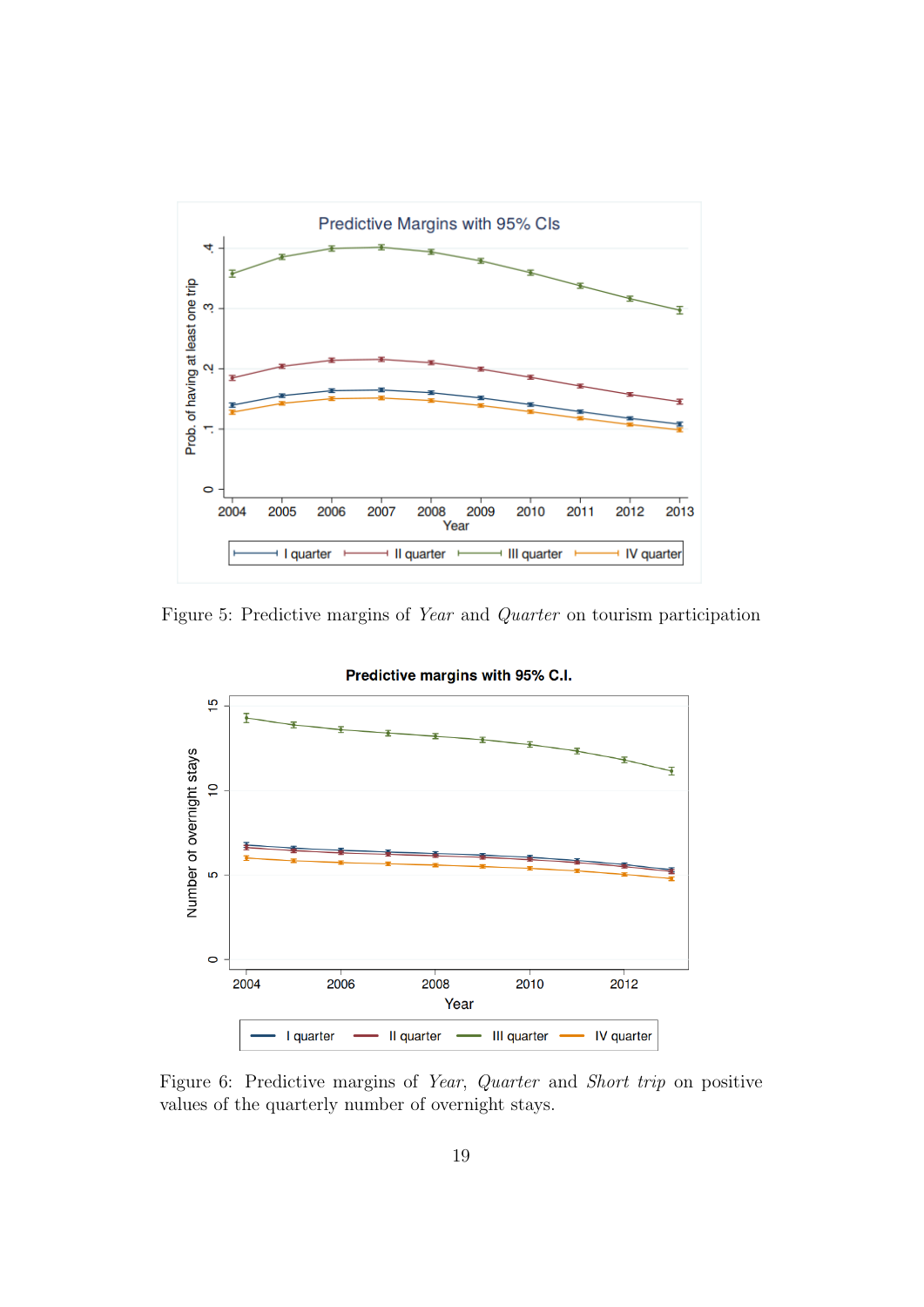Figure 5: Predictive margins of *Year* and *Quarter* on tourism participation

Figure 6: Predictive margins of *Year*, *Quarter* and *Short trip* on positive values of the quarterly number of overnight stays.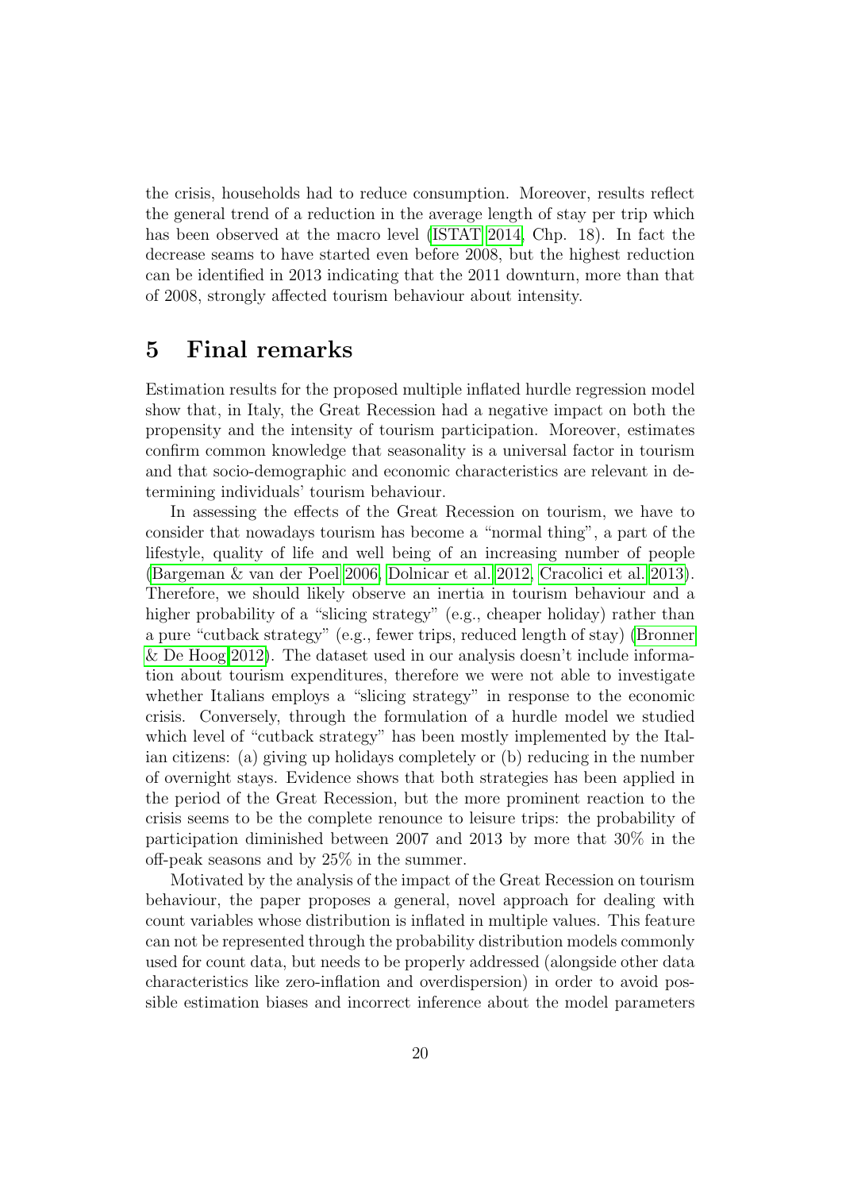the crisis, households had to reduce consumption. Moreover, results reflect the general trend of a reduction in the average length of stay per trip which has been observed at the macro level (ISTAT 2014, Chp. 18). In fact the decrease seams to have started even before 2008, but the highest reduction can be identified in 2013 indicating that the 2011 downturn, more than that of 2008, strongly affected tourism behaviour about intensity.

# 5 Final remarks

Estimation results for the proposed multiple inflated hurdle regression model show that, in Italy, the Great Recession had a negative impact on both the propensity and the intensity of tourism participation. Moreover, estimates confirm common knowledge that seasonality is a universal factor in tourism and that socio-demographic and economic characteristics are relevant in determining individuals' tourism behaviour.

In assessing the effects of the Great Recession on tourism, we have to consider that nowadays tourism has become a "normal thing", a part of the lifestyle, quality of life and well being of an increasing number of people (Bargeman & van der Poel 2006, Dolnicar et al. 2012, Cracolici et al. 2013). Therefore, we should likely observe an inertia in tourism behaviour and a higher probability of a "slicing strategy" (e.g., cheaper holiday) rather than a pure "cutback strategy" (e.g., fewer trips, reduced length of stay) (Bronner & De Hoog 2012). The dataset used in our analysis doesn't include information about tourism expenditures, therefore we were not able to investigate whether Italians employs a "slicing strategy" in response to the economic crisis. Conversely, through the formulation of a hurdle model we studied which level of "cutback strategy" has been mostly implemented by the Italian citizens: (a) giving up holidays completely or (b) reducing in the number of overnight stays. Evidence shows that both strategies has been applied in the period of the Great Recession, but the more prominent reaction to the crisis seems to be the complete renounce to leisure trips: the probability of participation diminished between 2007 and 2013 by more that 30% in the off-peak seasons and by 25% in the summer.

Motivated by the analysis of the impact of the Great Recession on tourism behaviour, the paper proposes a general, novel approach for dealing with count variables whose distribution is inflated in multiple values. This feature can not be represented through the probability distribution models commonly used for count data, but needs to be properly addressed (alongside other data characteristics like zero-inflation and overdispersion) in order to avoid possible estimation biases and incorrect inference about the model parameters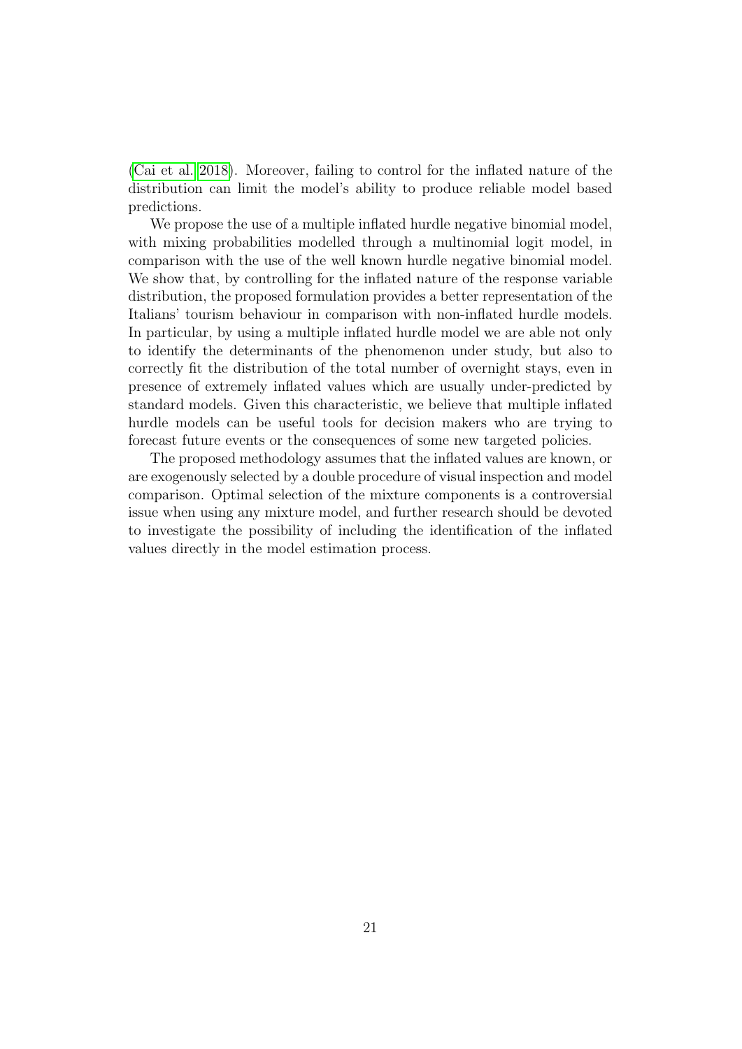(Cai et al. 2018). Moreover, failing to control for the inflated nature of the distribution can limit the model's ability to produce reliable model based predictions.

We propose the use of a multiple inflated hurdle negative binomial model, with mixing probabilities modelled through a multinomial logit model, in comparison with the use of the well known hurdle negative binomial model. We show that, by controlling for the inflated nature of the response variable distribution, the proposed formulation provides a better representation of the Italians' tourism behaviour in comparison with non-inflated hurdle models. In particular, by using a multiple inflated hurdle model we are able not only to identify the determinants of the phenomenon under study, but also to correctly fit the distribution of the total number of overnight stays, even in presence of extremely inflated values which are usually under-predicted by standard models. Given this characteristic, we believe that multiple inflated hurdle models can be useful tools for decision makers who are trying to forecast future events or the consequences of some new targeted policies.

The proposed methodology assumes that the inflated values are known, or are exogenously selected by a double procedure of visual inspection and model comparison. Optimal selection of the mixture components is a controversial issue when using any mixture model, and further research should be devoted to investigate the possibility of including the identification of the inflated values directly in the model estimation process.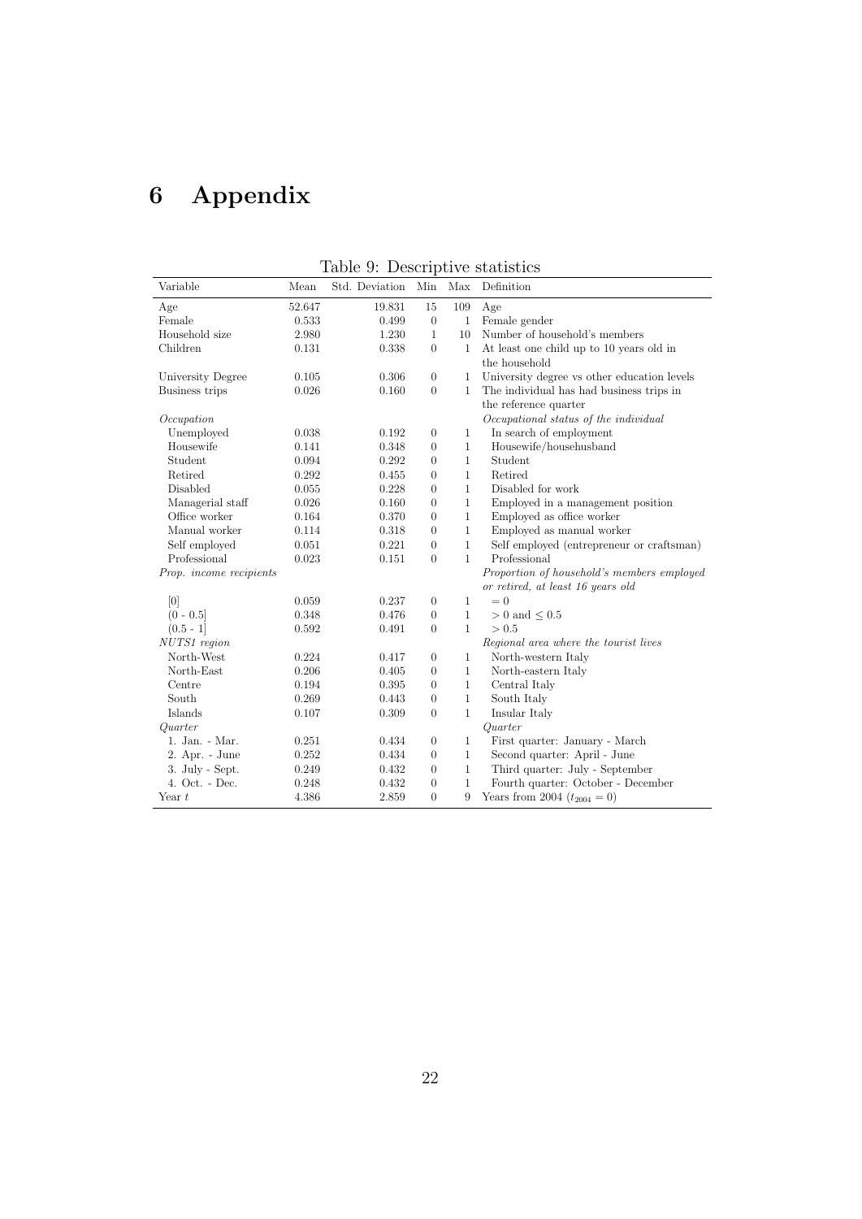# 6 Appendix

Table 9: Descriptive statistics

| Variable | Mean | Std. Deviation | Min | Max | Definition |
|---|---|---|---|---|---|
| Age | 52.647 | 19.831 | 15 | 109 | Age |
| Female | 0.533 | 0.499 | 0 | 1 | Female gender |
| Household size | 2.980 | 1.230 | 1 | 10 | Number of household's members |
| Children | 0.131 | 0.338 | 0 | 1 | At least one child up to 10 years old in the household |
| University Degree | 0.105 | 0.306 | 0 | 1 | University degree vs other education levels |
| Business trips | 0.026 | 0.160 | 0 | 1 | The individual has had business trips in the reference quarter |
| *Occupation* | | | | | *Occupational status of the individual* |
| Unemployed | 0.038 | 0.192 | 0 | 1 | In search of employment |
| Housewife | 0.141 | 0.348 | 0 | 1 | Housewife/househusband |
| Student | 0.094 | 0.292 | 0 | 1 | Student |
| Retired | 0.292 | 0.455 | 0 | 1 | Retired |
| Disabled | 0.055 | 0.228 | 0 | 1 | Disabled for work |
| Managerial staff | 0.026 | 0.160 | 0 | 1 | Employed in a management position |
| Office worker | 0.164 | 0.370 | 0 | 1 | Employed as office worker |
| Manual worker | 0.114 | 0.318 | 0 | 1 | Employed as manual worker |
| Self employed | 0.051 | 0.221 | 0 | 1 | Self employed (entrepreneur or craftsman) |
| Professional | 0.023 | 0.151 | 0 | 1 | Professional |
| *Prop. income recipients* | | | | | *Proportion of household's members employed or retired, at least 16 years old* |
| [0] | 0.059 | 0.237 | 0 | 1 | $= 0$ |
| (0 - 0.5] | 0.348 | 0.476 | 0 | 1 | $> 0$ and $\leq 0.5$ |
| (0.5 - 1] | 0.592 | 0.491 | 0 | 1 | $> 0.5$ |
| *NUTS1 region* | | | | | *Regional area where the tourist lives* |
| North-West | 0.224 | 0.417 | 0 | 1 | North-western Italy |
| North-East | 0.206 | 0.405 | 0 | 1 | North-eastern Italy |
| Centre | 0.194 | 0.395 | 0 | 1 | Central Italy |
| South | 0.269 | 0.443 | 0 | 1 | South Italy |
| Islands | 0.107 | 0.309 | 0 | 1 | Insular Italy |
| *Quarter* | | | | | *Quarter* |
| 1. Jan. - Mar. | 0.251 | 0.434 | 0 | 1 | First quarter: January - March |
| 2. Apr. - June | 0.252 | 0.434 | 0 | 1 | Second quarter: April - June |
| 3. July - Sept. | 0.249 | 0.432 | 0 | 1 | Third quarter: July - September |
| 4. Oct. - Dec. | 0.248 | 0.432 | 0 | 1 | Fourth quarter: October - December |
| Year $t$ | 4.386 | 2.859 | 0 | 9 | Years from 2004 ($t_{2004} = 0$) |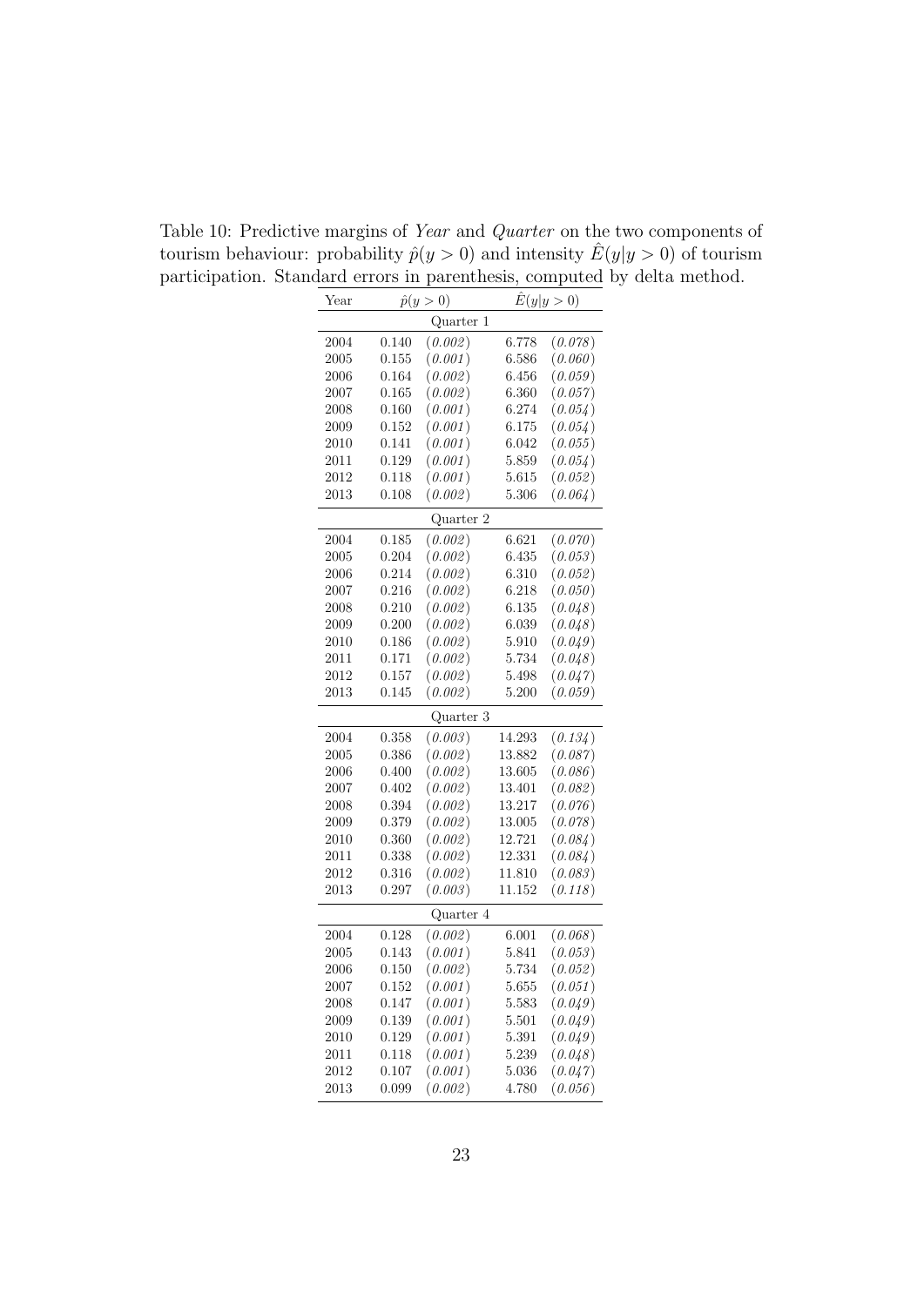Table 10: Predictive margins of *Year* and *Quarter* on the two components of tourism behaviour: probability $\hat{p}(y > 0)$ and intensity $\hat{E}(y|y > 0)$ of tourism participation. Standard errors in parenthesis, computed by delta method.

| Year | $\hat{p}(y > 0)$ | | $\hat{E}(y\|y > 0)$ | |
|---|---|---|---|---|
| | | Quarter 1 | | |
| 2004 | 0.140 | *(0.002)* | 6.778 | *(0.078)* |
| 2005 | 0.155 | *(0.001)* | 6.586 | *(0.060)* |
| 2006 | 0.164 | *(0.002)* | 6.456 | *(0.059)* |
| 2007 | 0.165 | *(0.002)* | 6.360 | *(0.057)* |
| 2008 | 0.160 | *(0.001)* | 6.274 | *(0.054)* |
| 2009 | 0.152 | *(0.001)* | 6.175 | *(0.054)* |
| 2010 | 0.141 | *(0.001)* | 6.042 | *(0.055)* |
| 2011 | 0.129 | *(0.001)* | 5.859 | *(0.054)* |
| 2012 | 0.118 | *(0.001)* | 5.615 | *(0.052)* |
| 2013 | 0.108 | *(0.002)* | 5.306 | *(0.064)* |
| | | Quarter 2 | | |
| 2004 | 0.185 | *(0.002)* | 6.621 | *(0.070)* |
| 2005 | 0.204 | *(0.002)* | 6.435 | *(0.053)* |
| 2006 | 0.214 | *(0.002)* | 6.310 | *(0.052)* |
| 2007 | 0.216 | *(0.002)* | 6.218 | *(0.050)* |
| 2008 | 0.210 | *(0.002)* | 6.135 | *(0.048)* |
| 2009 | 0.200 | *(0.002)* | 6.039 | *(0.048)* |
| 2010 | 0.186 | *(0.002)* | 5.910 | *(0.049)* |
| 2011 | 0.171 | *(0.002)* | 5.734 | *(0.048)* |
| 2012 | 0.157 | *(0.002)* | 5.498 | *(0.047)* |
| 2013 | 0.145 | *(0.002)* | 5.200 | *(0.059)* |
| | | Quarter 3 | | |
| 2004 | 0.358 | *(0.003)* | 14.293 | *(0.134)* |
| 2005 | 0.386 | *(0.002)* | 13.882 | *(0.087)* |
| 2006 | 0.400 | *(0.002)* | 13.605 | *(0.086)* |
| 2007 | 0.402 | *(0.002)* | 13.401 | *(0.082)* |
| 2008 | 0.394 | *(0.002)* | 13.217 | *(0.076)* |
| 2009 | 0.379 | *(0.002)* | 13.005 | *(0.078)* |
| 2010 | 0.360 | *(0.002)* | 12.721 | *(0.084)* |
| 2011 | 0.338 | *(0.002)* | 12.331 | *(0.084)* |
| 2012 | 0.316 | *(0.002)* | 11.810 | *(0.083)* |
| 2013 | 0.297 | *(0.003)* | 11.152 | *(0.118)* |
| | | Quarter 4 | | |
| 2004 | 0.128 | *(0.002)* | 6.001 | *(0.068)* |
| 2005 | 0.143 | *(0.001)* | 5.841 | *(0.053)* |
| 2006 | 0.150 | *(0.002)* | 5.734 | *(0.052)* |
| 2007 | 0.152 | *(0.001)* | 5.655 | *(0.051)* |
| 2008 | 0.147 | *(0.001)* | 5.583 | *(0.049)* |
| 2009 | 0.139 | *(0.001)* | 5.501 | *(0.049)* |
| 2010 | 0.129 | *(0.001)* | 5.391 | *(0.049)* |
| 2011 | 0.118 | *(0.001)* | 5.239 | *(0.048)* |
| 2012 | 0.107 | *(0.001)* | 5.036 | *(0.047)* |
| 2013 | 0.099 | *(0.002)* | 4.780 | *(0.056)* |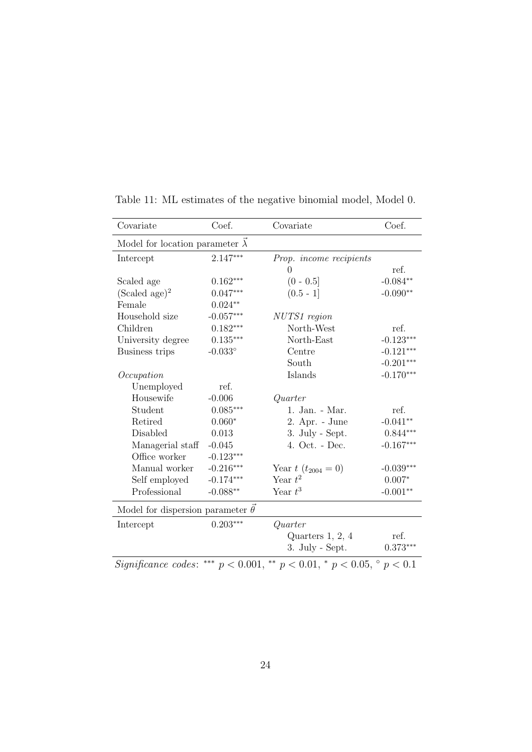Table 11: ML estimates of the negative binomial model, Model 0.

| Covariate | Coef. | Covariate | Coef. |
|---|---|---|---|
| Model for location parameter $\vec{\lambda}$ | | | |
| Intercept | $2.147^{***}$ | *Prop. income recipients* | |
| | | 0 | ref. |
| Scaled age | $0.162^{***}$ | (0 - 0.5] | $-0.084^{**}$ |
| (Scaled age)$^2$ | $0.047^{***}$ | (0.5 - 1] | $-0.090^{**}$ |
| Female | $0.024^{**}$ | | |
| Household size | $-0.057^{***}$ | *NUTS1 region* | |
| Children | $0.182^{***}$ | North-West | ref. |
| University degree | $0.135^{***}$ | North-East | $-0.123^{***}$ |
| Business trips | $-0.033^{\circ}$ | Centre | $-0.121^{***}$ |
| | | South | $-0.201^{***}$ |
| *Occupation* | | Islands | $-0.170^{***}$ |
| Unemployed | ref. | | |
| Housewife | -0.006 | *Quarter* | |
| Student | $0.085^{***}$ | 1. Jan. - Mar. | ref. |
| Retired | $0.060^{*}$ | 2. Apr. - June | $-0.041^{**}$ |
| Disabled | 0.013 | 3. July - Sept. | $0.844^{***}$ |
| Managerial staff | -0.045 | 4. Oct. - Dec. | $-0.167^{***}$ |
| Office worker | $-0.123^{***}$ | | |
| Manual worker | $-0.216^{***}$ | Year $t$ ($t_{2004} = 0$) | $-0.039^{***}$ |
| Self employed | $-0.174^{***}$ | Year $t^2$ | $0.007^{*}$ |
| Professional | $-0.088^{**}$ | Year $t^3$ | $-0.001^{**}$ |
| Model for dispersion parameter $\vec{\theta}$ | | | |
| Intercept | $0.203^{***}$ | *Quarter* | |
| | | Quarters 1, 2, 4 | ref. |
| | | 3. July - Sept. | $0.373^{***}$ |

*Significance codes*: $^{***}$ $p < 0.001$, $^{**}$ $p < 0.01$, $^{*}$ $p < 0.05$, $^{\circ}$ $p < 0.1$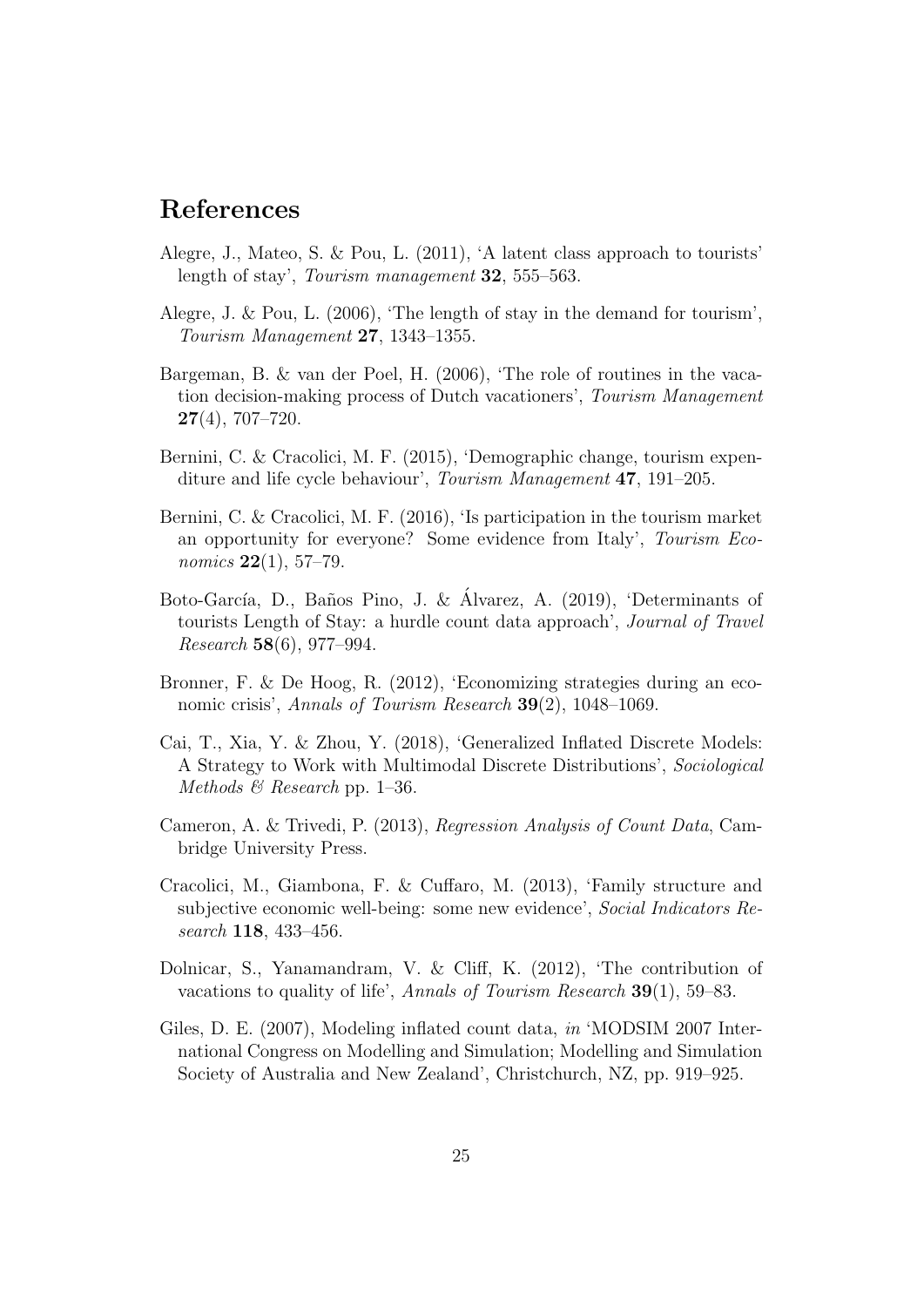# References

Alegre, J., Mateo, S. & Pou, L. (2011), 'A latent class approach to tourists' length of stay', *Tourism management* **32**, 555–563.

Alegre, J. & Pou, L. (2006), 'The length of stay in the demand for tourism', *Tourism Management* **27**, 1343–1355.

Bargeman, B. & van der Poel, H. (2006), 'The role of routines in the vacation decision-making process of Dutch vacationers', *Tourism Management* **27**(4), 707–720.

Bernini, C. & Cracolici, M. F. (2015), 'Demographic change, tourism expenditure and life cycle behaviour', *Tourism Management* **47**, 191–205.

Bernini, C. & Cracolici, M. F. (2016), 'Is participation in the tourism market an opportunity for everyone? Some evidence from Italy', *Tourism Economics* **22**(1), 57–79.

Boto-García, D., Baños Pino, J. & Álvarez, A. (2019), 'Determinants of tourists Length of Stay: a hurdle count data approach', *Journal of Travel Research* **58**(6), 977–994.

Bronner, F. & De Hoog, R. (2012), 'Economizing strategies during an economic crisis', *Annals of Tourism Research* **39**(2), 1048–1069.

Cai, T., Xia, Y. & Zhou, Y. (2018), 'Generalized Inflated Discrete Models: A Strategy to Work with Multimodal Discrete Distributions', *Sociological Methods & Research* pp. 1–36.

Cameron, A. & Trivedi, P. (2013), *Regression Analysis of Count Data*, Cambridge University Press.

Cracolici, M., Giambona, F. & Cuffaro, M. (2013), 'Family structure and subjective economic well-being: some new evidence', *Social Indicators Research* **118**, 433–456.

Dolnicar, S., Yanamandram, V. & Cliff, K. (2012), 'The contribution of vacations to quality of life', *Annals of Tourism Research* **39**(1), 59–83.

Giles, D. E. (2007), Modeling inflated count data, *in* 'MODSIM 2007 International Congress on Modelling and Simulation; Modelling and Simulation Society of Australia and New Zealand', Christchurch, NZ, pp. 919–925.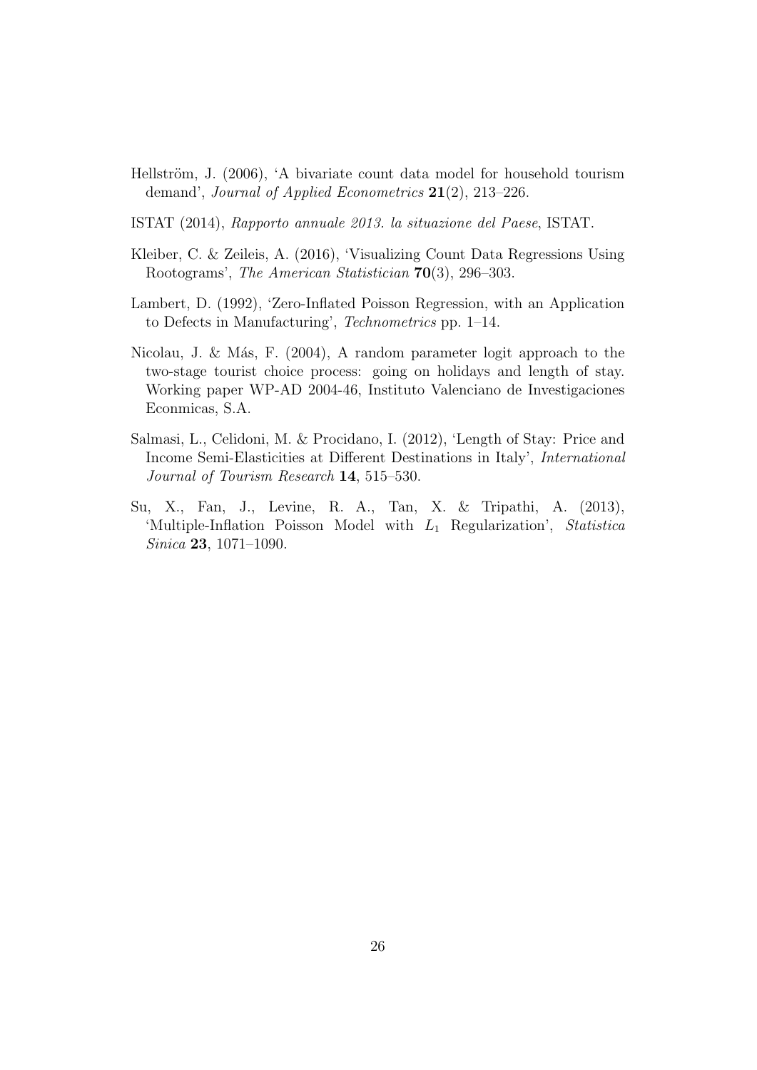Hellström, J. (2006), 'A bivariate count data model for household tourism demand', *Journal of Applied Econometrics* **21**(2), 213–226.

ISTAT (2014), *Rapporto annuale 2013. la situazione del Paese*, ISTAT.

Kleiber, C. & Zeileis, A. (2016), 'Visualizing Count Data Regressions Using Rootograms', *The American Statistician* **70**(3), 296–303.

Lambert, D. (1992), 'Zero-Inflated Poisson Regression, with an Application to Defects in Manufacturing', *Technometrics* pp. 1–14.

Nicolau, J. & Más, F. (2004), A random parameter logit approach to the two-stage tourist choice process: going on holidays and length of stay. Working paper WP-AD 2004-46, Instituto Valenciano de Investigaciones Econmicas, S.A.

Salmasi, L., Celidoni, M. & Procidano, I. (2012), 'Length of Stay: Price and Income Semi-Elasticities at Different Destinations in Italy', *International Journal of Tourism Research* **14**, 515–530.

Su, X., Fan, J., Levine, R. A., Tan, X. & Tripathi, A. (2013), 'Multiple-Inflation Poisson Model with $L_1$ Regularization', *Statistica Sinica* **23**, 1071–1090.